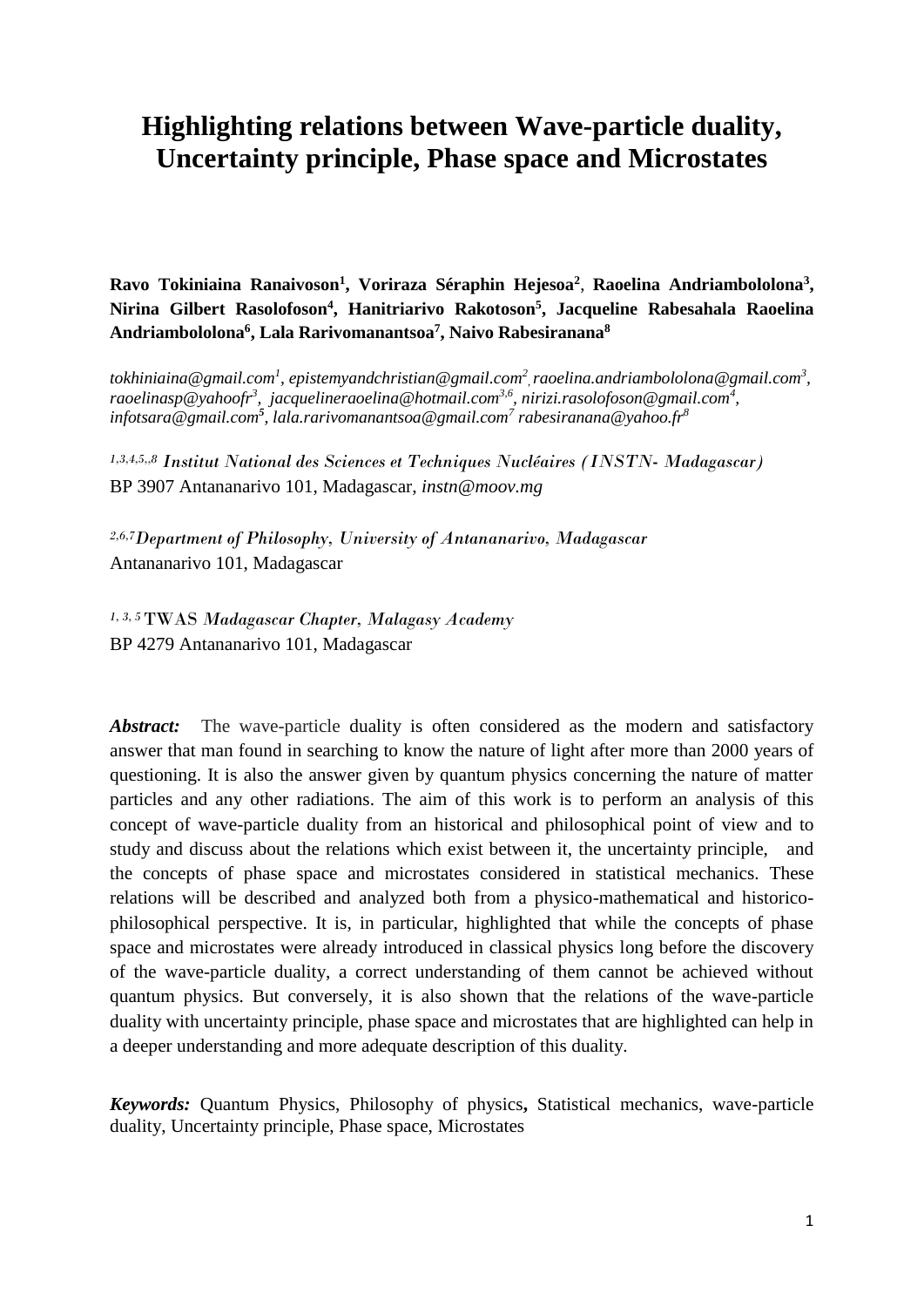# Highlighting relations between Wave-particle duality, Uncertainty principle, Phase space and Microstates

**Ravo Tokiniaina Ranaivoson[1], Voriraza Séraphin Hejesoa[2], Raoelina Andriambololona[3], Nirina Gilbert Rasolofoson[4], Hanitriarivo Rakotoson[5], Jacqueline Rabesahala Raoelina Andriambololona[6], Lala Rarivomanantsoa[7], Naivo Rabesiranana[8]**

*tokhiniaina@gmail.com[1], epistemyandchristian@gmail.com[2], raoelina.andriambololona@gmail.com[3], raoelinasp@yahoofr[3], jacquelineraoelina@hotmail.com[3,6], nirizi.rasolofoson@gmail.com[4], infotsara@gmail.com[5], lala.rarivomanantsoa@gmail.com[7] rabesiranana@yahoo.fr[8]*

[1,3,4,5,,8] *Institut National des Sciences et Techniques Nucléaires (INSTN- Madagascar)*
BP 3907 Antananarivo 101, Madagascar, *instn@moov.mg*

[2,6,7] *Department of Philosophy, University of Antananarivo, Madagascar*
Antananarivo 101, Madagascar

[1, 3, 5] TWAS *Madagascar Chapter, Malagasy Academy*
BP 4279 Antananarivo 101, Madagascar

***Abstract:*** The wave-particle duality is often considered as the modern and satisfactory answer that man found in searching to know the nature of light after more than 2000 years of questioning. It is also the answer given by quantum physics concerning the nature of matter particles and any other radiations. The aim of this work is to perform an analysis of this concept of wave-particle duality from an historical and philosophical point of view and to study and discuss about the relations which exist between it, the uncertainty principle, and the concepts of phase space and microstates considered in statistical mechanics. These relations will be described and analyzed both from a physico-mathematical and historico-philosophical perspective. It is, in particular, highlighted that while the concepts of phase space and microstates were already introduced in classical physics long before the discovery of the wave-particle duality, a correct understanding of them cannot be achieved without quantum physics. But conversely, it is also shown that the relations of the wave-particle duality with uncertainty principle, phase space and microstates that are highlighted can help in a deeper understanding and more adequate description of this duality.

***Keywords:*** Quantum Physics, Philosophy of physics**,** Statistical mechanics, wave-particle duality, Uncertainty principle, Phase space, Microstates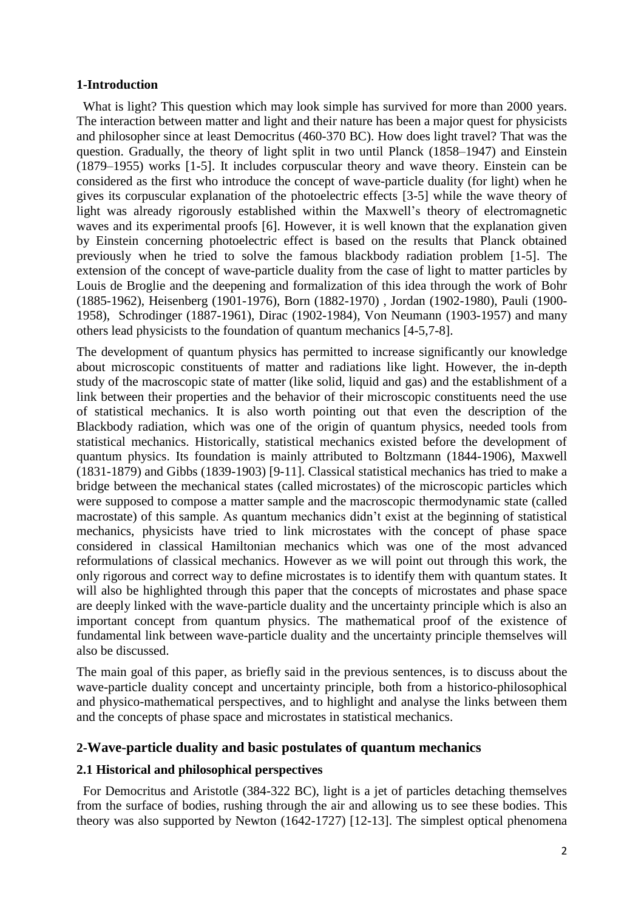## 1-Introduction

What is light? This question which may look simple has survived for more than 2000 years. The interaction between matter and light and their nature has been a major quest for physicists and philosopher since at least Democritus (460-370 BC). How does light travel? That was the question. Gradually, the theory of light split in two until Planck (1858–1947) and Einstein (1879–1955) works [1-5]. It includes corpuscular theory and wave theory. Einstein can be considered as the first who introduce the concept of wave-particle duality (for light) when he gives its corpuscular explanation of the photoelectric effects [3-5] while the wave theory of light was already rigorously established within the Maxwell's theory of electromagnetic waves and its experimental proofs [6]. However, it is well known that the explanation given by Einstein concerning photoelectric effect is based on the results that Planck obtained previously when he tried to solve the famous blackbody radiation problem [1-5]. The extension of the concept of wave-particle duality from the case of light to matter particles by Louis de Broglie and the deepening and formalization of this idea through the work of Bohr (1885-1962), Heisenberg (1901-1976), Born (1882-1970) , Jordan (1902-1980), Pauli (1900-1958), Schrodinger (1887-1961), Dirac (1902-1984), Von Neumann (1903-1957) and many others lead physicists to the foundation of quantum mechanics [4-5,7-8].

The development of quantum physics has permitted to increase significantly our knowledge about microscopic constituents of matter and radiations like light. However, the in-depth study of the macroscopic state of matter (like solid, liquid and gas) and the establishment of a link between their properties and the behavior of their microscopic constituents need the use of statistical mechanics. It is also worth pointing out that even the description of the Blackbody radiation, which was one of the origin of quantum physics, needed tools from statistical mechanics. Historically, statistical mechanics existed before the development of quantum physics. Its foundation is mainly attributed to Boltzmann (1844-1906), Maxwell (1831-1879) and Gibbs (1839-1903) [9-11]. Classical statistical mechanics has tried to make a bridge between the mechanical states (called microstates) of the microscopic particles which were supposed to compose a matter sample and the macroscopic thermodynamic state (called macrostate) of this sample. As quantum mechanics didn't exist at the beginning of statistical mechanics, physicists have tried to link microstates with the concept of phase space considered in classical Hamiltonian mechanics which was one of the most advanced reformulations of classical mechanics. However as we will point out through this work, the only rigorous and correct way to define microstates is to identify them with quantum states. It will also be highlighted through this paper that the concepts of microstates and phase space are deeply linked with the wave-particle duality and the uncertainty principle which is also an important concept from quantum physics. The mathematical proof of the existence of fundamental link between wave-particle duality and the uncertainty principle themselves will also be discussed.

The main goal of this paper, as briefly said in the previous sentences, is to discuss about the wave-particle duality concept and uncertainty principle, both from a historico-philosophical and physico-mathematical perspectives, and to highlight and analyse the links between them and the concepts of phase space and microstates in statistical mechanics.

## 2-Wave-particle duality and basic postulates of quantum mechanics

### 2.1 Historical and philosophical perspectives

For Democritus and Aristotle (384-322 BC), light is a jet of particles detaching themselves from the surface of bodies, rushing through the air and allowing us to see these bodies. This theory was also supported by Newton (1642-1727) [12-13]. The simplest optical phenomena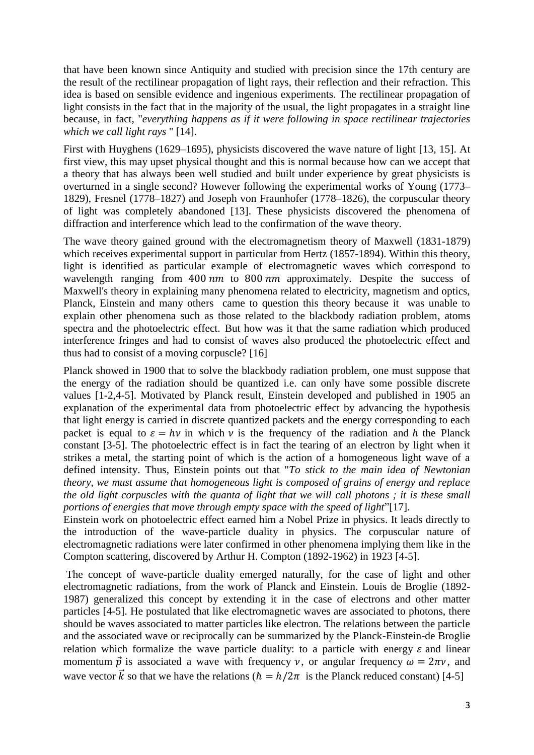that have been known since Antiquity and studied with precision since the 17th century are the result of the rectilinear propagation of light rays, their reflection and their refraction. This idea is based on sensible evidence and ingenious experiments. The rectilinear propagation of light consists in the fact that in the majority of the usual, the light propagates in a straight line because, in fact, "*everything happens as if it were following in space rectilinear trajectories which we call light rays* " [14].

First with Huyghens (1629–1695), physicists discovered the wave nature of light [13, 15]. At first view, this may upset physical thought and this is normal because how can we accept that a theory that has always been well studied and built under experience by great physicists is overturned in a single second? However following the experimental works of Young (1773–1829), Fresnel (1778–1827) and Joseph von Fraunhofer (1778–1826), the corpuscular theory of light was completely abandoned [13]. These physicists discovered the phenomena of diffraction and interference which lead to the confirmation of the wave theory.

The wave theory gained ground with the electromagnetism theory of Maxwell (1831-1879) which receives experimental support in particular from Hertz (1857-1894). Within this theory, light is identified as particular example of electromagnetic waves which correspond to wavelength ranging from $400\ nm$ to $800\ nm$ approximately. Despite the success of Maxwell's theory in explaining many phenomena related to electricity, magnetism and optics, Planck, Einstein and many others came to question this theory because it was unable to explain other phenomena such as those related to the blackbody radiation problem, atoms spectra and the photoelectric effect. But how was it that the same radiation which produced interference fringes and had to consist of waves also produced the photoelectric effect and thus had to consist of a moving corpuscle? [16]

Planck showed in 1900 that to solve the blackbody radiation problem, one must suppose that the energy of the radiation should be quantized i.e. can only have some possible discrete values [1-2,4-5]. Motivated by Planck result, Einstein developed and published in 1905 an explanation of the experimental data from photoelectric effect by advancing the hypothesis that light energy is carried in discrete quantized packets and the energy corresponding to each packet is equal to $\varepsilon = h\nu$ in which $\nu$ is the frequency of the radiation and $h$ the Planck constant [3-5]. The photoelectric effect is in fact the tearing of an electron by light when it strikes a metal, the starting point of which is the action of a homogeneous light wave of a defined intensity. Thus, Einstein points out that "*To stick to the main idea of Newtonian theory, we must assume that homogeneous light is composed of grains of energy and replace the old light corpuscles with the quanta of light that we will call photons ; it is these small portions of energies that move through empty space with the speed of light*"[17].

Einstein work on photoelectric effect earned him a Nobel Prize in physics. It leads directly to the introduction of the wave-particle duality in physics. The corpuscular nature of electromagnetic radiations were later confirmed in other phenomena implying them like in the Compton scattering, discovered by Arthur H. Compton (1892-1962) in 1923 [4-5].

The concept of wave-particle duality emerged naturally, for the case of light and other electromagnetic radiations, from the work of Planck and Einstein. Louis de Broglie (1892-1987) generalized this concept by extending it in the case of electrons and other matter particles [4-5]. He postulated that like electromagnetic waves are associated to photons, there should be waves associated to matter particles like electron. The relations between the particle and the associated wave or reciprocally can be summarized by the Planck-Einstein-de Broglie relation which formalize the wave particle duality: to a particle with energy $\varepsilon$ and linear momentum $\vec{p}$ is associated a wave with frequency $\nu$, or angular frequency $\omega = 2\pi\nu$, and wave vector $\vec{k}$ so that we have the relations ($\hbar = h/2\pi$ is the Planck reduced constant) [4-5]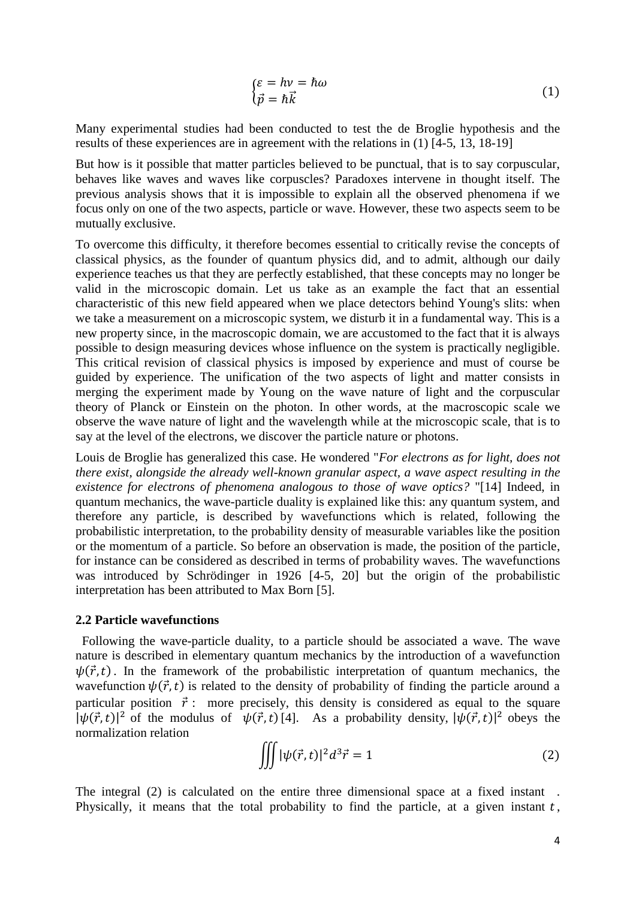$$\begin{cases} \varepsilon = h\nu = \hbar\omega \\ \vec{p} = \hbar\vec{k} \end{cases} \tag{1}$$

Many experimental studies had been conducted to test the de Broglie hypothesis and the results of these experiences are in agreement with the relations in (1) [4-5, 13, 18-19]

But how is it possible that matter particles believed to be punctual, that is to say corpuscular, behaves like waves and waves like corpuscles? Paradoxes intervene in thought itself. The previous analysis shows that it is impossible to explain all the observed phenomena if we focus only on one of the two aspects, particle or wave. However, these two aspects seem to be mutually exclusive.

To overcome this difficulty, it therefore becomes essential to critically revise the concepts of classical physics, as the founder of quantum physics did, and to admit, although our daily experience teaches us that they are perfectly established, that these concepts may no longer be valid in the microscopic domain. Let us take as an example the fact that an essential characteristic of this new field appeared when we place detectors behind Young's slits: when we take a measurement on a microscopic system, we disturb it in a fundamental way. This is a new property since, in the macroscopic domain, we are accustomed to the fact that it is always possible to design measuring devices whose influence on the system is practically negligible. This critical revision of classical physics is imposed by experience and must of course be guided by experience. The unification of the two aspects of light and matter consists in merging the experiment made by Young on the wave nature of light and the corpuscular theory of Planck or Einstein on the photon. In other words, at the macroscopic scale we observe the wave nature of light and the wavelength while at the microscopic scale, that is to say at the level of the electrons, we discover the particle nature or photons.

Louis de Broglie has generalized this case. He wondered "*For electrons as for light, does not there exist, alongside the already well-known granular aspect, a wave aspect resulting in the existence for electrons of phenomena analogous to those of wave optics?* "[14] Indeed, in quantum mechanics, the wave-particle duality is explained like this: any quantum system, and therefore any particle, is described by wavefunctions which is related, following the probabilistic interpretation, to the probability density of measurable variables like the position or the momentum of a particle. So before an observation is made, the position of the particle, for instance can be considered as described in terms of probability waves. The wavefunctions was introduced by Schrödinger in 1926 [4-5, 20] but the origin of the probabilistic interpretation has been attributed to Max Born [5].

### 2.2 Particle wavefunctions

Following the wave-particle duality, to a particle should be associated a wave. The wave nature is described in elementary quantum mechanics by the introduction of a wavefunction $\psi(\vec{r},t)$. In the framework of the probabilistic interpretation of quantum mechanics, the wavefunction $\psi(\vec{r},t)$ is related to the density of probability of finding the particle around a particular position $\vec{r}$ : more precisely, this density is considered as equal to the square $|\psi(\vec{r},t)|^2$ of the modulus of $\psi(\vec{r},t)$ [4]. As a probability density, $|\psi(\vec{r},t)|^2$ obeys the normalization relation

$$\iiint |\psi(\vec{r},t)|^2 d^3\vec{r} = 1 \tag{2}$$

The integral (2) is calculated on the entire three dimensional space at a fixed instant . Physically, it means that the total probability to find the particle, at a given instant $t$,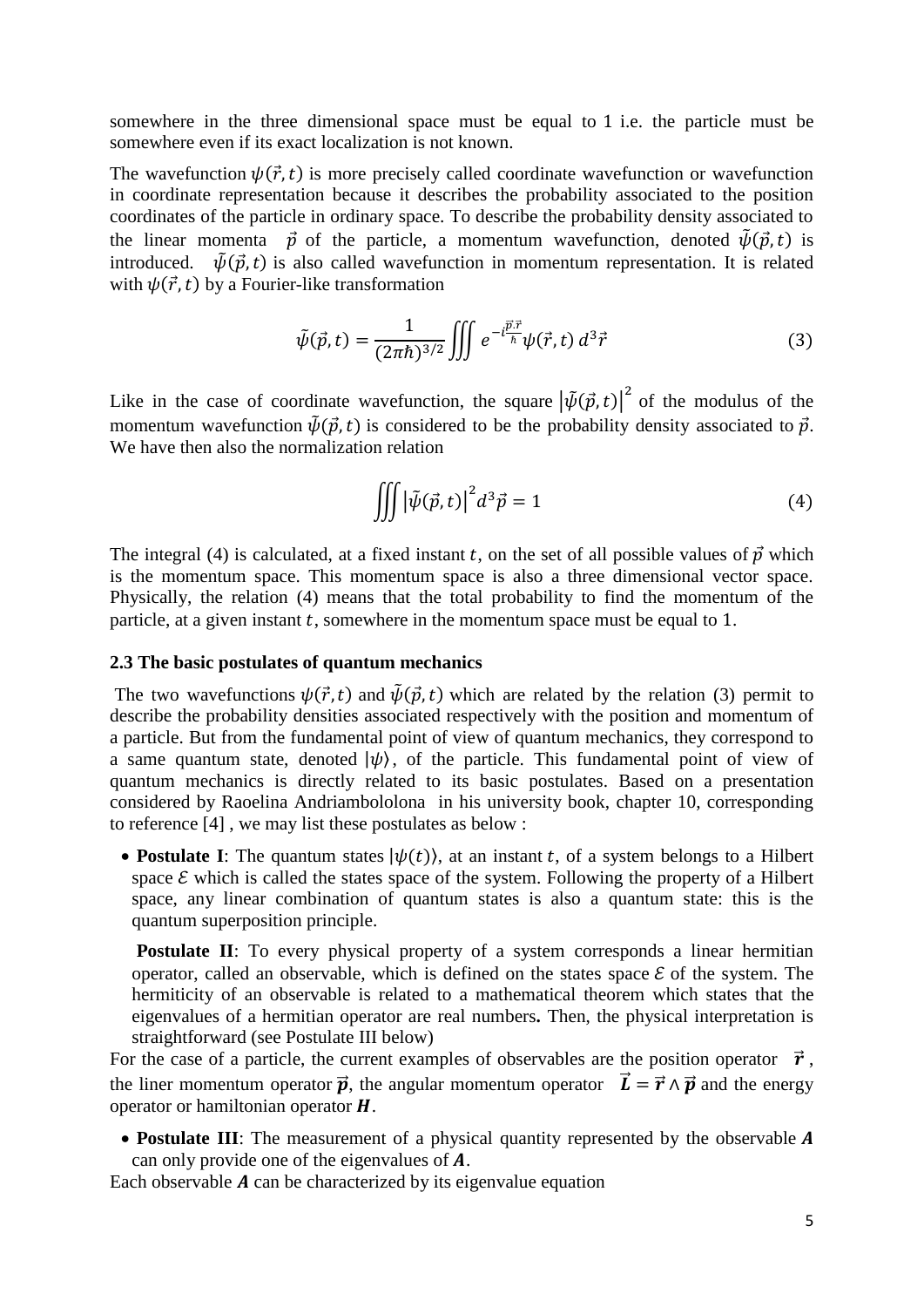somewhere in the three dimensional space must be equal to 1 i.e. the particle must be somewhere even if its exact localization is not known.

The wavefunction $\psi(\vec{r},t)$ is more precisely called coordinate wavefunction or wavefunction in coordinate representation because it describes the probability associated to the position coordinates of the particle in ordinary space. To describe the probability density associated to the linear momenta $\vec{p}$ of the particle, a momentum wavefunction, denoted $\tilde{\psi}(\vec{p},t)$ is introduced. $\tilde{\psi}(\vec{p},t)$ is also called wavefunction in momentum representation. It is related with $\psi(\vec{r},t)$ by a Fourier-like transformation

$$\tilde{\psi}(\vec{p},t) = \frac{1}{(2\pi\hbar)^{3/2}} \iiint e^{-i\frac{\vec{p}.\vec{r}}{\hbar}} \psi(\vec{r},t)\, d^3\vec{r} \tag{3}$$

Like in the case of coordinate wavefunction, the square $\left|\tilde{\psi}(\vec{p},t)\right|^2$ of the modulus of the momentum wavefunction $\tilde{\psi}(\vec{p},t)$ is considered to be the probability density associated to $\vec{p}$. We have then also the normalization relation

$$\iiint \left|\tilde{\psi}(\vec{p},t)\right|^2 d^3\vec{p} = 1 \tag{4}$$

The integral (4) is calculated, at a fixed instant $t$, on the set of all possible values of $\vec{p}$ which is the momentum space. This momentum space is also a three dimensional vector space. Physically, the relation (4) means that the total probability to find the momentum of the particle, at a given instant $t$, somewhere in the momentum space must be equal to 1.

### 2.3 The basic postulates of quantum mechanics

The two wavefunctions $\psi(\vec{r},t)$ and $\tilde{\psi}(\vec{p},t)$ which are related by the relation (3) permit to describe the probability densities associated respectively with the position and momentum of a particle. But from the fundamental point of view of quantum mechanics, they correspond to a same quantum state, denoted $|\psi\rangle$, of the particle. This fundamental point of view of quantum mechanics is directly related to its basic postulates. Based on a presentation considered by Raoelina Andriambololona in his university book, chapter 10, corresponding to reference [4] , we may list these postulates as below :

- **Postulate I**: The quantum states $|\psi(t)\rangle$, at an instant $t$, of a system belongs to a Hilbert space $\mathcal{E}$ which is called the states space of the system. Following the property of a Hilbert space, any linear combination of quantum states is also a quantum state: this is the quantum superposition principle.

  **Postulate II**: To every physical property of a system corresponds a linear hermitian operator, called an observable, which is defined on the states space $\mathcal{E}$ of the system. The hermiticity of an observable is related to a mathematical theorem which states that the eigenvalues of a hermitian operator are real numbers**.** Then, the physical interpretation is straightforward (see Postulate III below)

For the case of a particle, the current examples of observables are the position operator $\vec{\boldsymbol{r}}$, the liner momentum operator $\vec{\boldsymbol{p}}$, the angular momentum operator $\vec{\boldsymbol{L}} = \vec{\boldsymbol{r}} \wedge \vec{\boldsymbol{p}}$ and the energy operator or hamiltonian operator $\boldsymbol{H}$.

- **Postulate III**: The measurement of a physical quantity represented by the observable $\boldsymbol{A}$ can only provide one of the eigenvalues of $\boldsymbol{A}$.

Each observable $\boldsymbol{A}$ can be characterized by its eigenvalue equation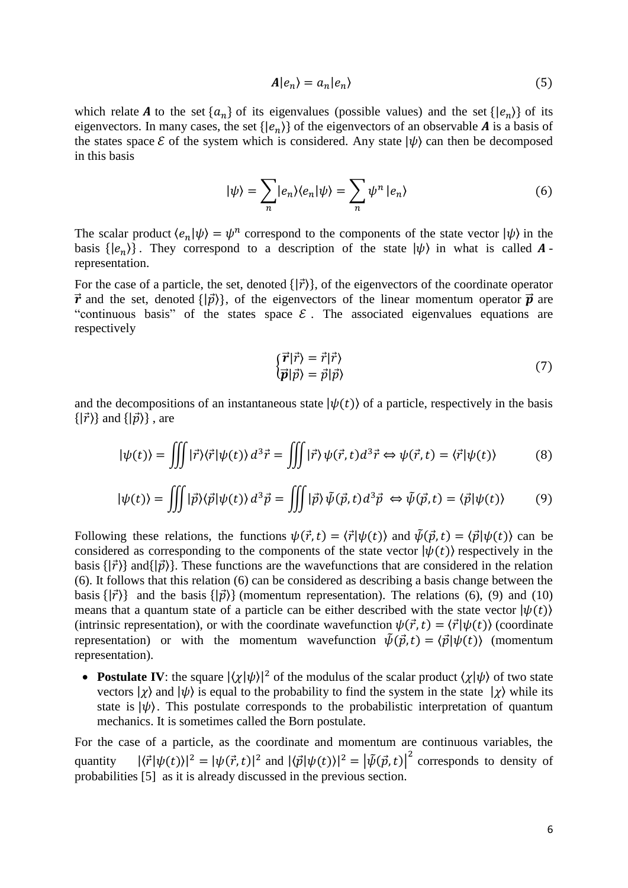$$\boldsymbol{A}|e_n\rangle = a_n|e_n\rangle \tag{5}$$

which relate $\boldsymbol{A}$ to the set $\{a_n\}$ of its eigenvalues (possible values) and the set $\{|e_n\rangle\}$ of its eigenvectors. In many cases, the set $\{|e_n\rangle\}$ of the eigenvectors of an observable $\boldsymbol{A}$ is a basis of the states space $\mathcal{E}$ of the system which is considered. Any state $|\psi\rangle$ can then be decomposed in this basis

$$|\psi\rangle = \sum_n |e_n\rangle\langle e_n|\psi\rangle = \sum_n \psi^n \, |e_n\rangle \tag{6}$$

The scalar product $\langle e_n|\psi\rangle = \psi^n$ correspond to the components of the state vector $|\psi\rangle$ in the basis $\{|e_n\rangle\}$. They correspond to a description of the state $|\psi\rangle$ in what is called $\boldsymbol{A}$-representation.

For the case of a particle, the set, denoted $\{|\vec{r}\rangle\}$, of the eigenvectors of the coordinate operator $\vec{\boldsymbol{r}}$ and the set, denoted $\{|\vec{p}\rangle\}$, of the eigenvectors of the linear momentum operator $\vec{\boldsymbol{p}}$ are "continuous basis" of the states space $\mathcal{E}$. The associated eigenvalues equations are respectively

$$\begin{cases} \vec{\boldsymbol{r}}|\vec{r}\rangle = \vec{r}|\vec{r}\rangle \\ \vec{\boldsymbol{p}}|\vec{p}\rangle = \vec{p}|\vec{p}\rangle \end{cases} \tag{7}$$

and the decompositions of an instantaneous state $|\psi(t)\rangle$ of a particle, respectively in the basis $\{|\vec{r}\rangle\}$ and $\{|\vec{p}\rangle\}$, are

$$|\psi(t)\rangle = \iiint |\vec{r}\rangle\langle\vec{r}|\psi(t)\rangle \, d^3\vec{r} = \iiint |\vec{r}\rangle \, \psi(\vec{r},t) d^3\vec{r} \Leftrightarrow \psi(\vec{r},t) = \langle\vec{r}|\psi(t)\rangle \tag{8}$$

$$|\psi(t)\rangle = \iiint |\vec{p}\rangle\langle\vec{p}|\psi(t)\rangle \, d^3\vec{p} = \iiint |\vec{p}\rangle \, \tilde{\psi}(\vec{p},t) d^3\vec{p} \Leftrightarrow \tilde{\psi}(\vec{p},t) = \langle\vec{p}|\psi(t)\rangle \tag{9}$$

Following these relations, the functions $\psi(\vec{r},t) = \langle\vec{r}|\psi(t)\rangle$ and $\tilde{\psi}(\vec{p},t) = \langle\vec{p}|\psi(t)\rangle$ can be considered as corresponding to the components of the state vector $|\psi(t)\rangle$ respectively in the basis $\{|\vec{r}\rangle\}$ and $\{|\vec{p}\rangle\}$. These functions are the wavefunctions that are considered in the relation (6). It follows that this relation (6) can be considered as describing a basis change between the basis $\{|\vec{r}\rangle\}$ and the basis $\{|\vec{p}\rangle\}$ (momentum representation). The relations (6), (9) and (10) means that a quantum state of a particle can be either described with the state vector $|\psi(t)\rangle$ (intrinsic representation), or with the coordinate wavefunction $\psi(\vec{r},t) = \langle\vec{r}|\psi(t)\rangle$ (coordinate representation) or with the momentum wavefunction $\tilde{\psi}(\vec{p},t) = \langle\vec{p}|\psi(t)\rangle$ (momentum representation).

- **Postulate IV**: the square $|\langle\chi|\psi\rangle|^2$ of the modulus of the scalar product $\langle\chi|\psi\rangle$ of two state vectors $|\chi\rangle$ and $|\psi\rangle$ is equal to the probability to find the system in the state $|\chi\rangle$ while its state is $|\psi\rangle$. This postulate corresponds to the probabilistic interpretation of quantum mechanics. It is sometimes called the Born postulate.

For the case of a particle, as the coordinate and momentum are continuous variables, the quantity $|\langle\vec{r}|\psi(t)\rangle|^2 = |\psi(\vec{r},t)|^2$ and $|\langle\vec{p}|\psi(t)\rangle|^2 = \left|\tilde{\psi}(\vec{p},t)\right|^2$ corresponds to density of probabilities [5] as it is already discussed in the previous section.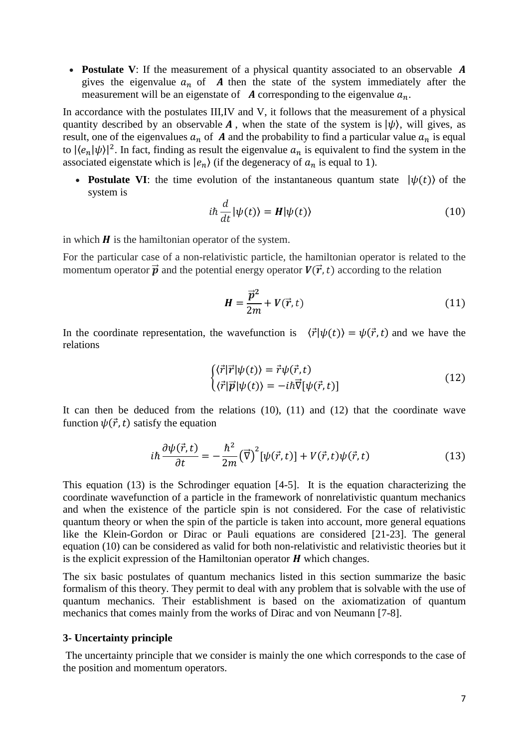- **Postulate V**: If the measurement of a physical quantity associated to an observable $\boldsymbol{A}$ gives the eigenvalue $a_n$ of $\boldsymbol{A}$ then the state of the system immediately after the measurement will be an eigenstate of $\boldsymbol{A}$ corresponding to the eigenvalue $a_n$.

In accordance with the postulates III,IV and V, it follows that the measurement of a physical quantity described by an observable $\boldsymbol{A}$ , when the state of the system is $|\psi\rangle$, will gives, as result, one of the eigenvalues $a_n$ of $\boldsymbol{A}$ and the probability to find a particular value $a_n$ is equal to $|\langle e_n|\psi\rangle|^2$. In fact, finding as result the eigenvalue $a_n$ is equivalent to find the system in the associated eigenstate which is $|e_n\rangle$ (if the degeneracy of $a_n$ is equal to 1).

- **Postulate VI**: the time evolution of the instantaneous quantum state $|\psi(t)\rangle$ of the system is

$$i\hbar\frac{d}{dt}|\psi(t)\rangle = \boldsymbol{H}|\psi(t)\rangle \tag{10}$$

in which $\boldsymbol{H}$ is the hamiltonian operator of the system.

For the particular case of a non-relativistic particle, the hamiltonian operator is related to the momentum operator $\vec{\boldsymbol{p}}$ and the potential energy operator $\boldsymbol{V}(\vec{\boldsymbol{r}},t)$ according to the relation

$$\boldsymbol{H} = \frac{\vec{\boldsymbol{p}}^{2}}{2m} + \boldsymbol{V}(\vec{\boldsymbol{r}},t) \tag{11}$$

In the coordinate representation, the wavefunction is $\langle\vec{r}|\psi(t)\rangle = \psi(\vec{r},t)$ and we have the relations

$$\begin{cases} \langle\vec{r}|\vec{\boldsymbol{r}}|\psi(t)\rangle = \vec{r}\psi(\vec{r},t) \\ \langle\vec{r}|\vec{\boldsymbol{p}}|\psi(t)\rangle = -i\hbar\vec{\nabla}[\psi(\vec{r},t)] \end{cases} \tag{12}$$

It can then be deduced from the relations (10), (11) and (12) that the coordinate wave function $\psi(\vec{r},t)$ satisfy the equation

$$i\hbar\frac{\partial\psi(\vec{r},t)}{\partial t} = -\frac{\hbar^2}{2m}\left(\vec{\nabla}\right)^2[\psi(\vec{r},t)] + V(\vec{r},t)\psi(\vec{r},t) \tag{13}$$

This equation (13) is the Schrodinger equation [4-5]. It is the equation characterizing the coordinate wavefunction of a particle in the framework of nonrelativistic quantum mechanics and when the existence of the particle spin is not considered. For the case of relativistic quantum theory or when the spin of the particle is taken into account, more general equations like the Klein-Gordon or Dirac or Pauli equations are considered [21-23]. The general equation (10) can be considered as valid for both non-relativistic and relativistic theories but it is the explicit expression of the Hamiltonian operator $\boldsymbol{H}$ which changes.

The six basic postulates of quantum mechanics listed in this section summarize the basic formalism of this theory. They permit to deal with any problem that is solvable with the use of quantum mechanics. Their establishment is based on the axiomatization of quantum mechanics that comes mainly from the works of Dirac and von Neumann [7-8].

## 3- Uncertainty principle

The uncertainty principle that we consider is mainly the one which corresponds to the case of the position and momentum operators.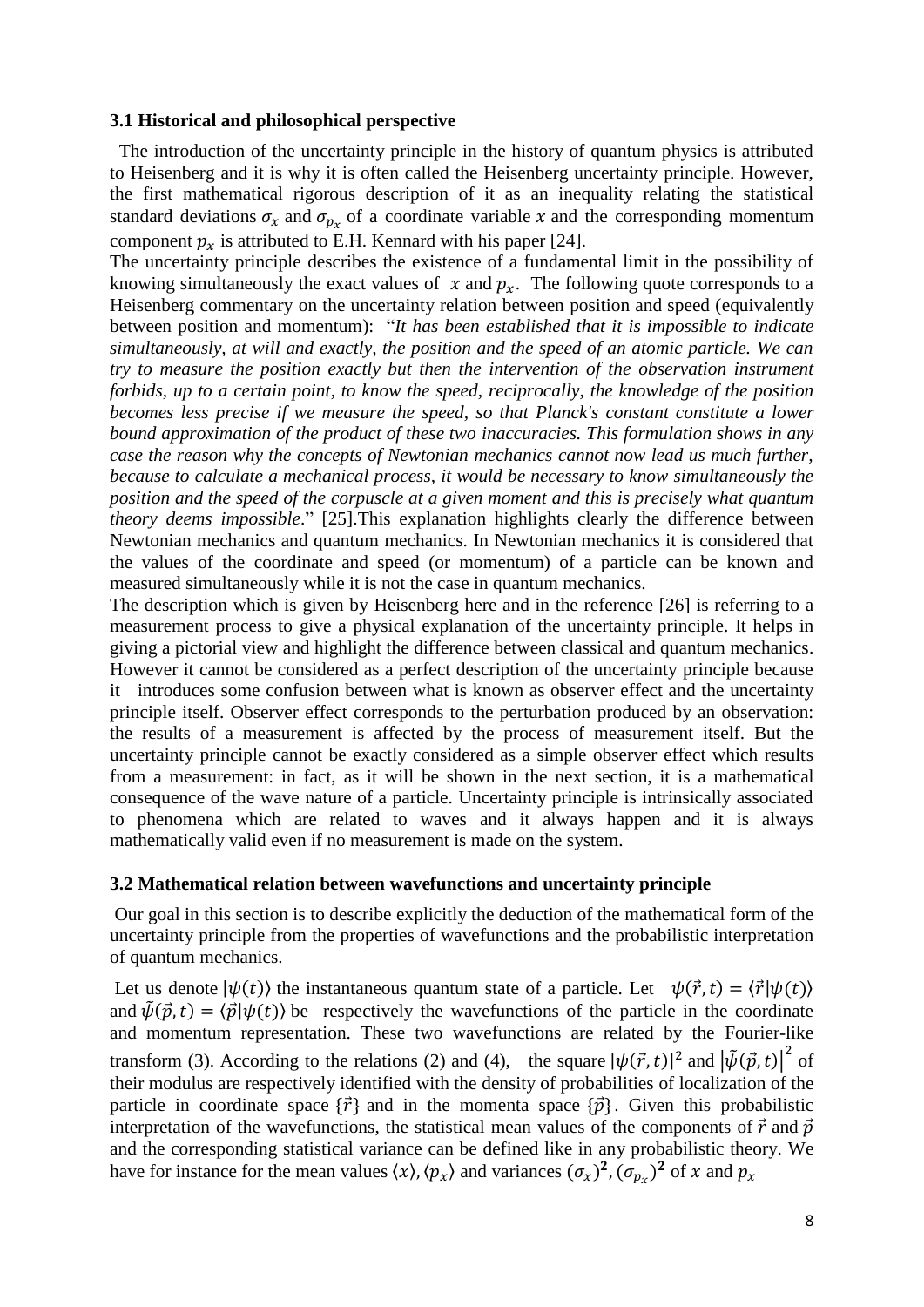### 3.1 Historical and philosophical perspective

The introduction of the uncertainty principle in the history of quantum physics is attributed to Heisenberg and it is why it is often called the Heisenberg uncertainty principle. However, the first mathematical rigorous description of it as an inequality relating the statistical standard deviations $\sigma_x$ and $\sigma_{p_x}$ of a coordinate variable $x$ and the corresponding momentum component $p_x$ is attributed to E.H. Kennard with his paper [24].

The uncertainty principle describes the existence of a fundamental limit in the possibility of knowing simultaneously the exact values of $x$ and $p_x$. The following quote corresponds to a Heisenberg commentary on the uncertainty relation between position and speed (equivalently between position and momentum): "*It has been established that it is impossible to indicate simultaneously, at will and exactly, the position and the speed of an atomic particle. We can try to measure the position exactly but then the intervention of the observation instrument forbids, up to a certain point, to know the speed, reciprocally, the knowledge of the position becomes less precise if we measure the speed, so that Planck's constant constitute a lower bound approximation of the product of these two inaccuracies. This formulation shows in any case the reason why the concepts of Newtonian mechanics cannot now lead us much further, because to calculate a mechanical process, it would be necessary to know simultaneously the position and the speed of the corpuscle at a given moment and this is precisely what quantum theory deems impossible*." [25].This explanation highlights clearly the difference between Newtonian mechanics and quantum mechanics. In Newtonian mechanics it is considered that the values of the coordinate and speed (or momentum) of a particle can be known and measured simultaneously while it is not the case in quantum mechanics.

The description which is given by Heisenberg here and in the reference [26] is referring to a measurement process to give a physical explanation of the uncertainty principle. It helps in giving a pictorial view and highlight the difference between classical and quantum mechanics. However it cannot be considered as a perfect description of the uncertainty principle because it introduces some confusion between what is known as observer effect and the uncertainty principle itself. Observer effect corresponds to the perturbation produced by an observation: the results of a measurement is affected by the process of measurement itself. But the uncertainty principle cannot be exactly considered as a simple observer effect which results from a measurement: in fact, as it will be shown in the next section, it is a mathematical consequence of the wave nature of a particle. Uncertainty principle is intrinsically associated to phenomena which are related to waves and it always happen and it is always mathematically valid even if no measurement is made on the system.

### 3.2 Mathematical relation between wavefunctions and uncertainty principle

Our goal in this section is to describe explicitly the deduction of the mathematical form of the uncertainty principle from the properties of wavefunctions and the probabilistic interpretation of quantum mechanics.

Let us denote $|\psi(t)\rangle$ the instantaneous quantum state of a particle. Let $\psi(\vec{r},t) = \langle\vec{r}|\psi(t)\rangle$ and $\tilde{\psi}(\vec{p},t) = \langle\vec{p}|\psi(t)\rangle$ be respectively the wavefunctions of the particle in the coordinate and momentum representation. These two wavefunctions are related by the Fourier-like transform (3). According to the relations (2) and (4), the square $|\psi(\vec{r},t)|^2$ and $|\tilde{\psi}(\vec{p},t)|^2$ of their modulus are respectively identified with the density of probabilities of localization of the particle in coordinate space $\{\vec{r}\}$ and in the momenta space $\{\vec{p}\}$. Given this probabilistic interpretation of the wavefunctions, the statistical mean values of the components of $\vec{r}$ and $\vec{p}$ and the corresponding statistical variance can be defined like in any probabilistic theory. We have for instance for the mean values $\langle x\rangle, \langle p_x\rangle$ and variances $(\sigma_x)^2, (\sigma_{p_x})^2$ of $x$ and $p_x$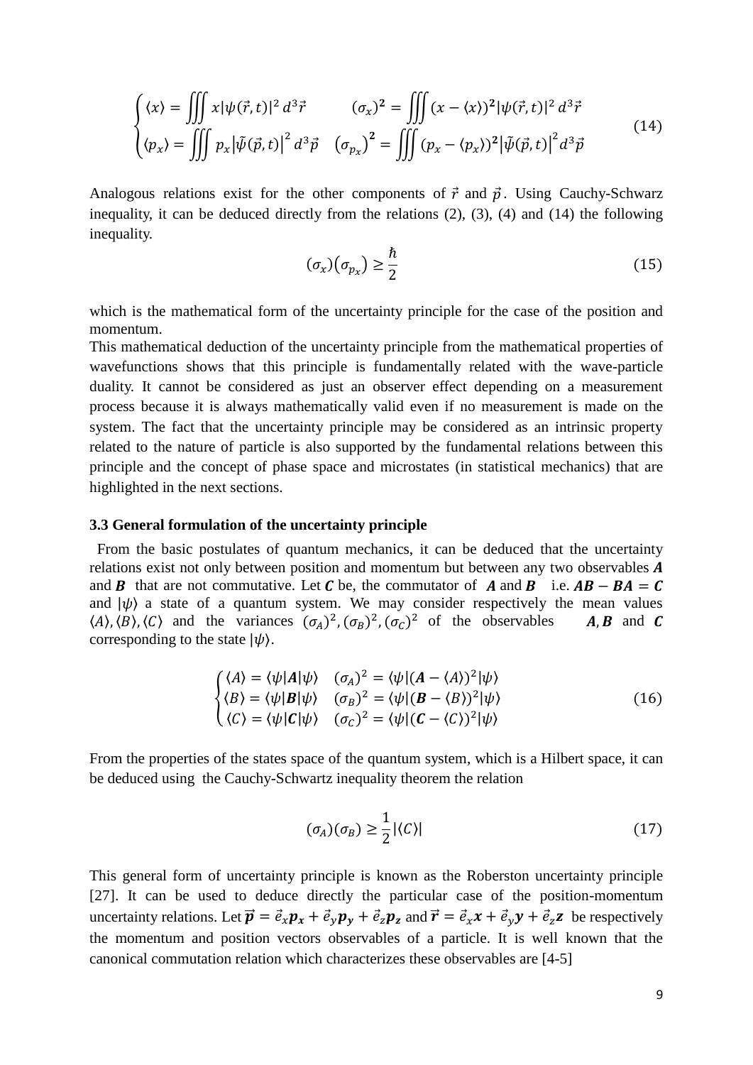$$
\begin{cases}
\langle x \rangle = \iiint x|\psi(\vec{r},t)|^2\, d^3\vec{r} & (\sigma_x)^2 = \iiint (x - \langle x \rangle)^2 |\psi(\vec{r},t)|^2\, d^3\vec{r} \\
\langle p_x \rangle = \iiint p_x \left|\tilde{\psi}(\vec{p},t)\right|^2 d^3\vec{p} & \left(\sigma_{p_x}\right)^2 = \iiint (p_x - \langle p_x \rangle)^2 \left|\tilde{\psi}(\vec{p},t)\right|^2 d^3\vec{p}
\end{cases} \tag{14}
$$

Analogous relations exist for the other components of $\vec{r}$ and $\vec{p}$. Using Cauchy-Schwarz inequality, it can be deduced directly from the relations (2), (3), (4) and (14) the following inequality.

$$
(\sigma_x)\left(\sigma_{p_x}\right) \geq \frac{\hbar}{2} \tag{15}
$$

which is the mathematical form of the uncertainty principle for the case of the position and momentum.

This mathematical deduction of the uncertainty principle from the mathematical properties of wavefunctions shows that this principle is fundamentally related with the wave-particle duality. It cannot be considered as just an observer effect depending on a measurement process because it is always mathematically valid even if no measurement is made on the system. The fact that the uncertainty principle may be considered as an intrinsic property related to the nature of particle is also supported by the fundamental relations between this principle and the concept of phase space and microstates (in statistical mechanics) that are highlighted in the next sections.

### 3.3 General formulation of the uncertainty principle

From the basic postulates of quantum mechanics, it can be deduced that the uncertainty relations exist not only between position and momentum but between any two observables $\boldsymbol{A}$ and $\boldsymbol{B}$ that are not commutative. Let $\boldsymbol{C}$ be, the commutator of $\boldsymbol{A}$ and $\boldsymbol{B}$ i.e. $\boldsymbol{AB} - \boldsymbol{BA} = \boldsymbol{C}$ and $|\psi\rangle$ a state of a quantum system. We may consider respectively the mean values $\langle A \rangle, \langle B \rangle, \langle C \rangle$ and the variances $(\sigma_A)^2, (\sigma_B)^2, (\sigma_C)^2$ of the observables $\boldsymbol{A}, \boldsymbol{B}$ and $\boldsymbol{C}$ corresponding to the state $|\psi\rangle$.

$$
\begin{cases}
\langle A \rangle = \langle \psi|\boldsymbol{A}|\psi \rangle & (\sigma_A)^2 = \langle \psi|(\boldsymbol{A} - \langle A \rangle)^2|\psi \rangle \\
\langle B \rangle = \langle \psi|\boldsymbol{B}|\psi \rangle & (\sigma_B)^2 = \langle \psi|(\boldsymbol{B} - \langle B \rangle)^2|\psi \rangle \\
\langle C \rangle = \langle \psi|\boldsymbol{C}|\psi \rangle & (\sigma_C)^2 = \langle \psi|(\boldsymbol{C} - \langle C \rangle)^2|\psi \rangle
\end{cases} \tag{16}
$$

From the properties of the states space of the quantum system, which is a Hilbert space, it can be deduced using the Cauchy-Schwartz inequality theorem the relation

$$
(\sigma_A)(\sigma_B) \geq \frac{1}{2}|\langle C \rangle| \tag{17}
$$

This general form of uncertainty principle is known as the Roberston uncertainty principle [27]. It can be used to deduce directly the particular case of the position-momentum uncertainty relations. Let $\vec{\boldsymbol{p}} = \vec{e}_x\boldsymbol{p_x} + \vec{e}_y\boldsymbol{p_y} + \vec{e}_z\boldsymbol{p_z}$ and $\vec{\boldsymbol{r}} = \vec{e}_x\boldsymbol{x} + \vec{e}_y\boldsymbol{y} + \vec{e}_z\boldsymbol{z}$ be respectively the momentum and position vectors observables of a particle. It is well known that the canonical commutation relation which characterizes these observables are [4-5]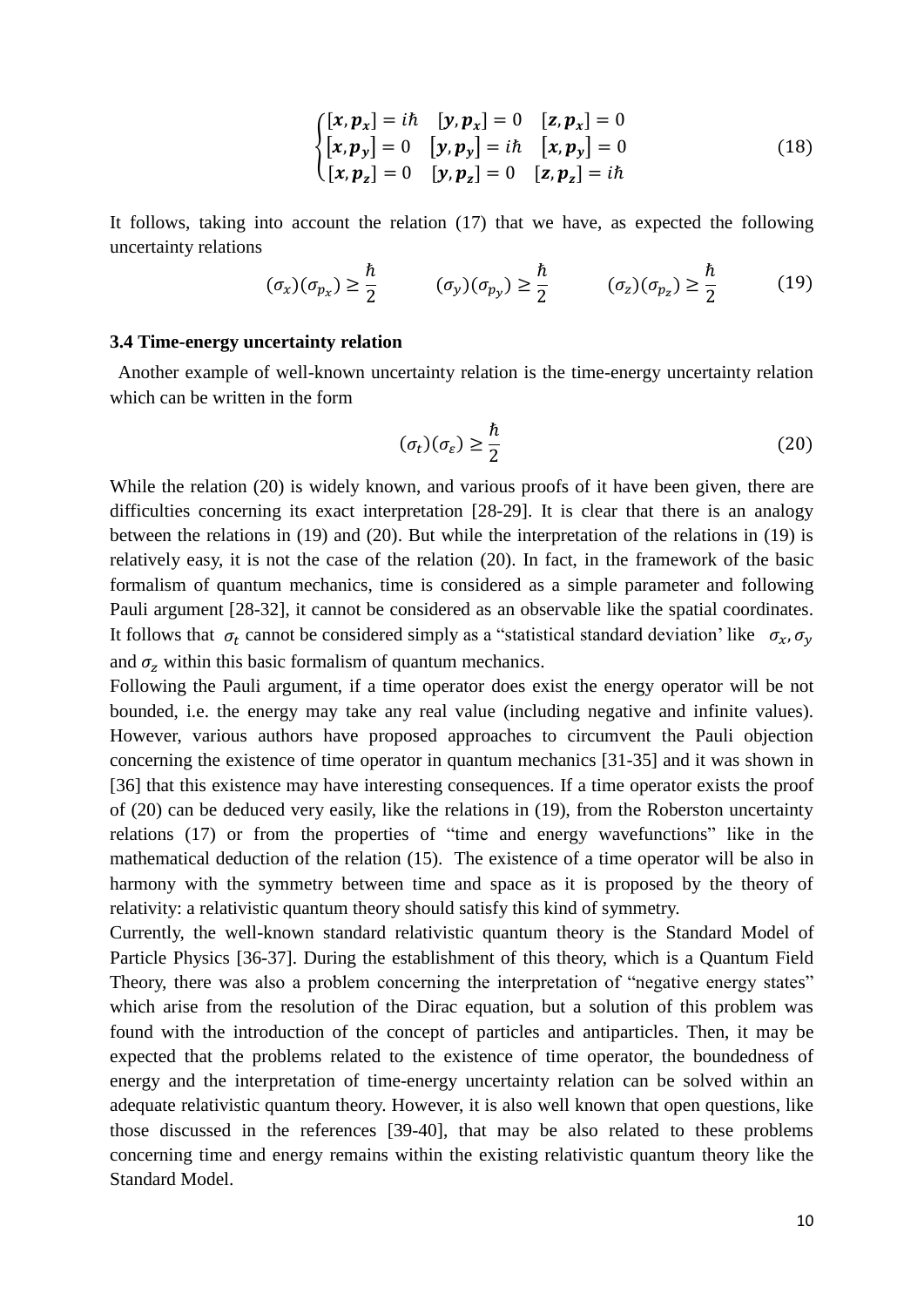$$
\begin{cases}
[\boldsymbol{x}, \boldsymbol{p_x}] = i\hbar & [\boldsymbol{y}, \boldsymbol{p_x}] = 0 & [\boldsymbol{z}, \boldsymbol{p_x}] = 0 \\
[\boldsymbol{x}, \boldsymbol{p_y}] = 0 & [\boldsymbol{y}, \boldsymbol{p_y}] = i\hbar & [\boldsymbol{x}, \boldsymbol{p_y}] = 0 \\
[\boldsymbol{x}, \boldsymbol{p_z}] = 0 & [\boldsymbol{y}, \boldsymbol{p_z}] = 0 & [\boldsymbol{z}, \boldsymbol{p_z}] = i\hbar
\end{cases} \tag{18}
$$

It follows, taking into account the relation (17) that we have, as expected the following uncertainty relations

$$
(\sigma_x)(\sigma_{p_x}) \geq \frac{\hbar}{2} \qquad (\sigma_y)(\sigma_{p_y}) \geq \frac{\hbar}{2} \qquad (\sigma_z)(\sigma_{p_z}) \geq \frac{\hbar}{2} \tag{19}
$$

### 3.4 Time-energy uncertainty relation

Another example of well-known uncertainty relation is the time-energy uncertainty relation which can be written in the form

$$
(\sigma_t)(\sigma_\varepsilon) \geq \frac{\hbar}{2} \tag{20}
$$

While the relation (20) is widely known, and various proofs of it have been given, there are difficulties concerning its exact interpretation [28-29]. It is clear that there is an analogy between the relations in (19) and (20). But while the interpretation of the relations in (19) is relatively easy, it is not the case of the relation (20). In fact, in the framework of the basic formalism of quantum mechanics, time is considered as a simple parameter and following Pauli argument [28-32], it cannot be considered as an observable like the spatial coordinates. It follows that $\sigma_t$ cannot be considered simply as a "statistical standard deviation' like $\sigma_x, \sigma_y$ and $\sigma_z$ within this basic formalism of quantum mechanics.

Following the Pauli argument, if a time operator does exist the energy operator will be not bounded, i.e. the energy may take any real value (including negative and infinite values). However, various authors have proposed approaches to circumvent the Pauli objection concerning the existence of time operator in quantum mechanics [31-35] and it was shown in [36] that this existence may have interesting consequences. If a time operator exists the proof of (20) can be deduced very easily, like the relations in (19), from the Roberston uncertainty relations (17) or from the properties of "time and energy wavefunctions" like in the mathematical deduction of the relation (15). The existence of a time operator will be also in harmony with the symmetry between time and space as it is proposed by the theory of relativity: a relativistic quantum theory should satisfy this kind of symmetry.

Currently, the well-known standard relativistic quantum theory is the Standard Model of Particle Physics [36-37]. During the establishment of this theory, which is a Quantum Field Theory, there was also a problem concerning the interpretation of "negative energy states" which arise from the resolution of the Dirac equation, but a solution of this problem was found with the introduction of the concept of particles and antiparticles. Then, it may be expected that the problems related to the existence of time operator, the boundedness of energy and the interpretation of time-energy uncertainty relation can be solved within an adequate relativistic quantum theory. However, it is also well known that open questions, like those discussed in the references [39-40], that may be also related to these problems concerning time and energy remains within the existing relativistic quantum theory like the Standard Model.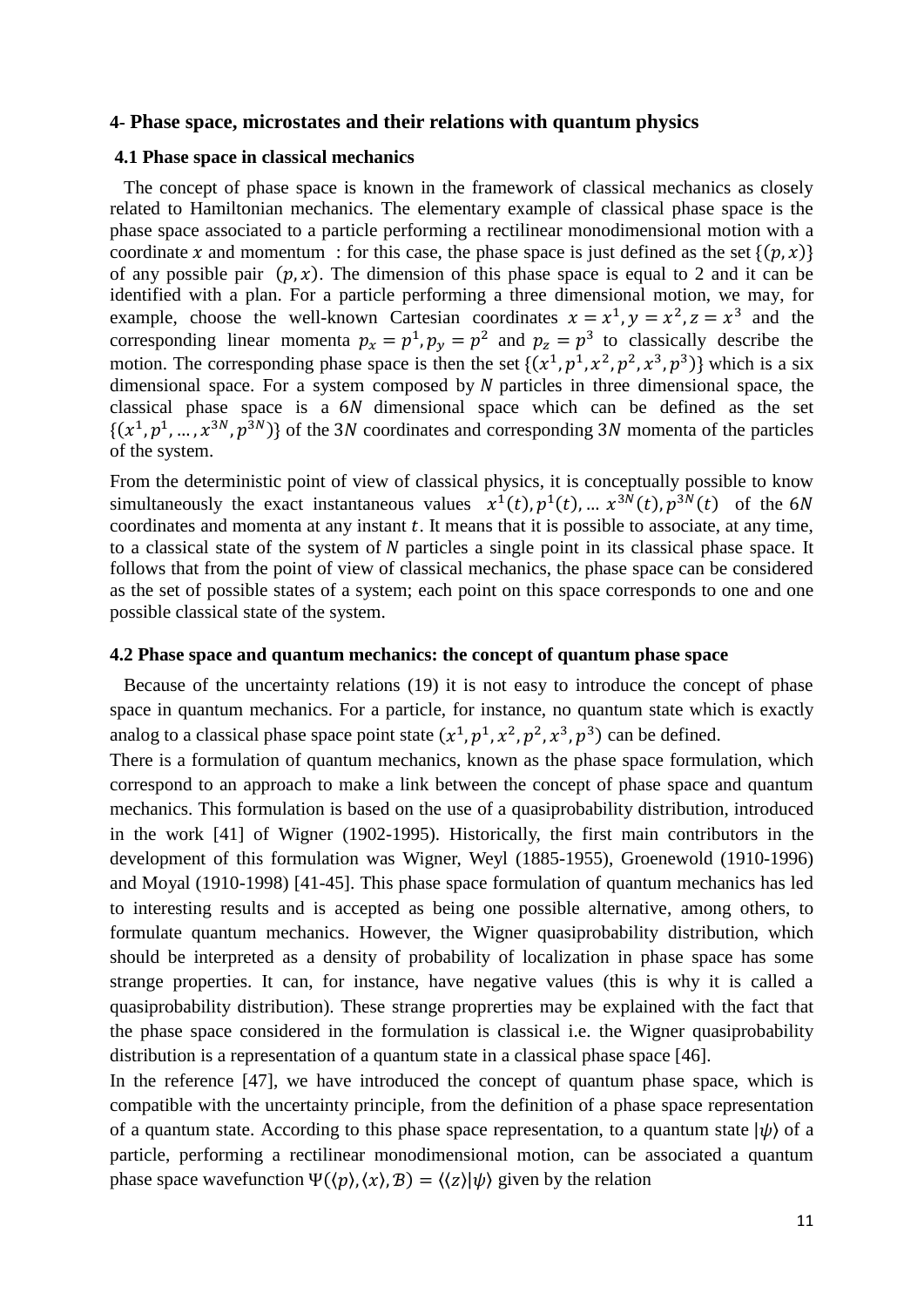### 4- Phase space, microstates and their relations with quantum physics

#### 4.1 Phase space in classical mechanics

The concept of phase space is known in the framework of classical mechanics as closely related to Hamiltonian mechanics. The elementary example of classical phase space is the phase space associated to a particle performing a rectilinear monodimensional motion with a coordinate $x$ and momentum : for this case, the phase space is just defined as the set $\{(p, x)\}$ of any possible pair $(p, x)$. The dimension of this phase space is equal to 2 and it can be identified with a plan. For a particle performing a three dimensional motion, we may, for example, choose the well-known Cartesian coordinates $x = x^1, y = x^2, z = x^3$ and the corresponding linear momenta $p_x = p^1, p_y = p^2$ and $p_z = p^3$ to classically describe the motion. The corresponding phase space is then the set $\{(x^1, p^1, x^2, p^2, x^3, p^3)\}$ which is a six dimensional space. For a system composed by $N$ particles in three dimensional space, the classical phase space is a $6N$ dimensional space which can be defined as the set $\{(x^1, p^1, \dots, x^{3N}, p^{3N})\}$ of the $3N$ coordinates and corresponding $3N$ momenta of the particles of the system.

From the deterministic point of view of classical physics, it is conceptually possible to know simultaneously the exact instantaneous values $x^1(t), p^1(t), \dots x^{3N}(t), p^{3N}(t)$ of the $6N$ coordinates and momenta at any instant $t$. It means that it is possible to associate, at any time, to a classical state of the system of $N$ particles a single point in its classical phase space. It follows that from the point of view of classical mechanics, the phase space can be considered as the set of possible states of a system; each point on this space corresponds to one and one possible classical state of the system.

#### 4.2 Phase space and quantum mechanics: the concept of quantum phase space

Because of the uncertainty relations (19) it is not easy to introduce the concept of phase space in quantum mechanics. For a particle, for instance, no quantum state which is exactly analog to a classical phase space point state $(x^1, p^1, x^2, p^2, x^3, p^3)$ can be defined.

There is a formulation of quantum mechanics, known as the phase space formulation, which correspond to an approach to make a link between the concept of phase space and quantum mechanics. This formulation is based on the use of a quasiprobability distribution, introduced in the work [41] of Wigner (1902-1995). Historically, the first main contributors in the development of this formulation was Wigner, Weyl (1885-1955), Groenewold (1910-1996) and Moyal (1910-1998) [41-45]. This phase space formulation of quantum mechanics has led to interesting results and is accepted as being one possible alternative, among others, to formulate quantum mechanics. However, the Wigner quasiprobability distribution, which should be interpreted as a density of probability of localization in phase space has some strange properties. It can, for instance, have negative values (this is why it is called a quasiprobability distribution). These strange proprerties may be explained with the fact that the phase space considered in the formulation is classical i.e. the Wigner quasiprobability distribution is a representation of a quantum state in a classical phase space [46].

In the reference [47], we have introduced the concept of quantum phase space, which is compatible with the uncertainty principle, from the definition of a phase space representation of a quantum state. According to this phase space representation, to a quantum state $|\psi\rangle$ of a particle, performing a rectilinear monodimensional motion, can be associated a quantum phase space wavefunction $\Psi(\langle p \rangle, \langle x \rangle, \mathcal{B}) = \langle \langle z \rangle | \psi \rangle$ given by the relation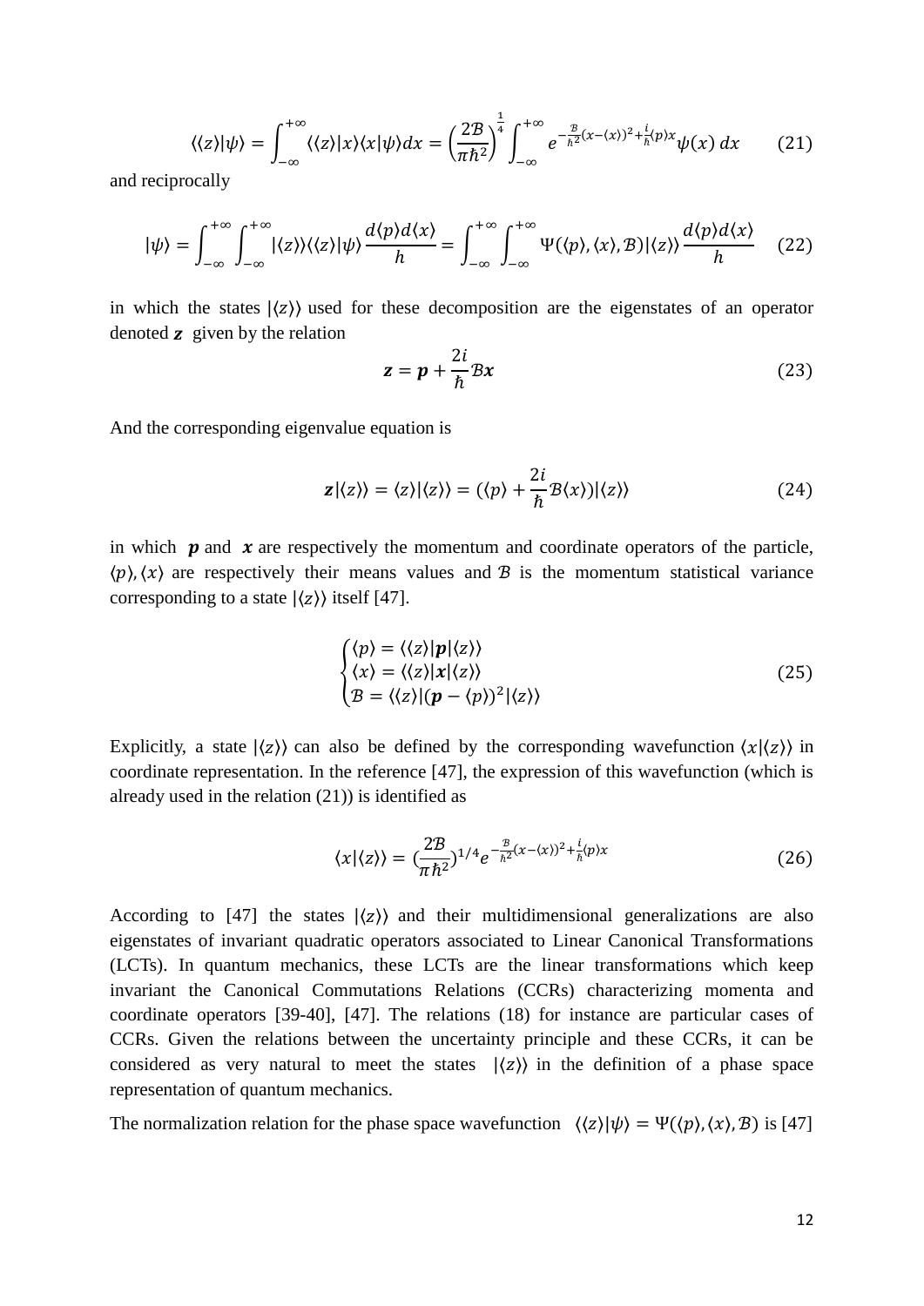$$\langle\langle z\rangle|\psi\rangle = \int_{-\infty}^{+\infty} \langle\langle z\rangle|x\rangle\langle x|\psi\rangle dx = \left(\frac{2\mathcal{B}}{\pi\hbar^2}\right)^{\frac{1}{4}} \int_{-\infty}^{+\infty} e^{-\frac{\mathcal{B}}{\hbar^2}(x-\langle x\rangle)^2+\frac{i}{\hbar}\langle p\rangle x}\psi(x)\, dx \qquad (21)$$

and reciprocally

$$|\psi\rangle = \int_{-\infty}^{+\infty}\int_{-\infty}^{+\infty} |\langle z\rangle\rangle\langle\langle z\rangle|\psi\rangle \frac{d\langle p\rangle d\langle x\rangle}{h} = \int_{-\infty}^{+\infty}\int_{-\infty}^{+\infty} \Psi(\langle p\rangle,\langle x\rangle,\mathcal{B})|\langle z\rangle\rangle \frac{d\langle p\rangle d\langle x\rangle}{h} \qquad (22)$$

in which the states $|\langle z\rangle\rangle$ used for these decomposition are the eigenstates of an operator denoted $\boldsymbol{z}$ given by the relation

$$\boldsymbol{z} = \boldsymbol{p} + \frac{2i}{\hbar}\mathcal{B}\boldsymbol{x} \qquad (23)$$

And the corresponding eigenvalue equation is

$$\boldsymbol{z}|\langle z\rangle\rangle = \langle z\rangle|\langle z\rangle\rangle = (\langle p\rangle + \frac{2i}{\hbar}\mathcal{B}\langle x\rangle)|\langle z\rangle\rangle \qquad (24)$$

in which $\boldsymbol{p}$ and $\boldsymbol{x}$ are respectively the momentum and coordinate operators of the particle, $\langle p\rangle, \langle x\rangle$ are respectively their means values and $\mathcal{B}$ is the momentum statistical variance corresponding to a state $|\langle z\rangle\rangle$ itself [47].

$$\begin{cases} \langle p\rangle = \langle\langle z\rangle|\boldsymbol{p}|\langle z\rangle\rangle \\ \langle x\rangle = \langle\langle z\rangle|\boldsymbol{x}|\langle z\rangle\rangle \\ \mathcal{B} = \langle\langle z\rangle|(\boldsymbol{p} - \langle p\rangle)^2|\langle z\rangle\rangle \end{cases} \qquad (25)$$

Explicitly, a state $|\langle z\rangle\rangle$ can also be defined by the corresponding wavefunction $\langle x|\langle z\rangle\rangle$ in coordinate representation. In the reference [47], the expression of this wavefunction (which is already used in the relation (21)) is identified as

$$\langle x|\langle z\rangle\rangle = (\frac{2\mathcal{B}}{\pi\hbar^2})^{1/4} e^{-\frac{\mathcal{B}}{\hbar^2}(x-\langle x\rangle)^2+\frac{i}{\hbar}\langle p\rangle x} \qquad (26)$$

According to [47] the states $|\langle z\rangle\rangle$ and their multidimensional generalizations are also eigenstates of invariant quadratic operators associated to Linear Canonical Transformations (LCTs). In quantum mechanics, these LCTs are the linear transformations which keep invariant the Canonical Commutations Relations (CCRs) characterizing momenta and coordinate operators [39-40], [47]. The relations (18) for instance are particular cases of CCRs. Given the relations between the uncertainty principle and these CCRs, it can be considered as very natural to meet the states $|\langle z\rangle\rangle$ in the definition of a phase space representation of quantum mechanics.

The normalization relation for the phase space wavefunction $\langle\langle z\rangle|\psi\rangle = \Psi(\langle p\rangle,\langle x\rangle,\mathcal{B})$ is [47]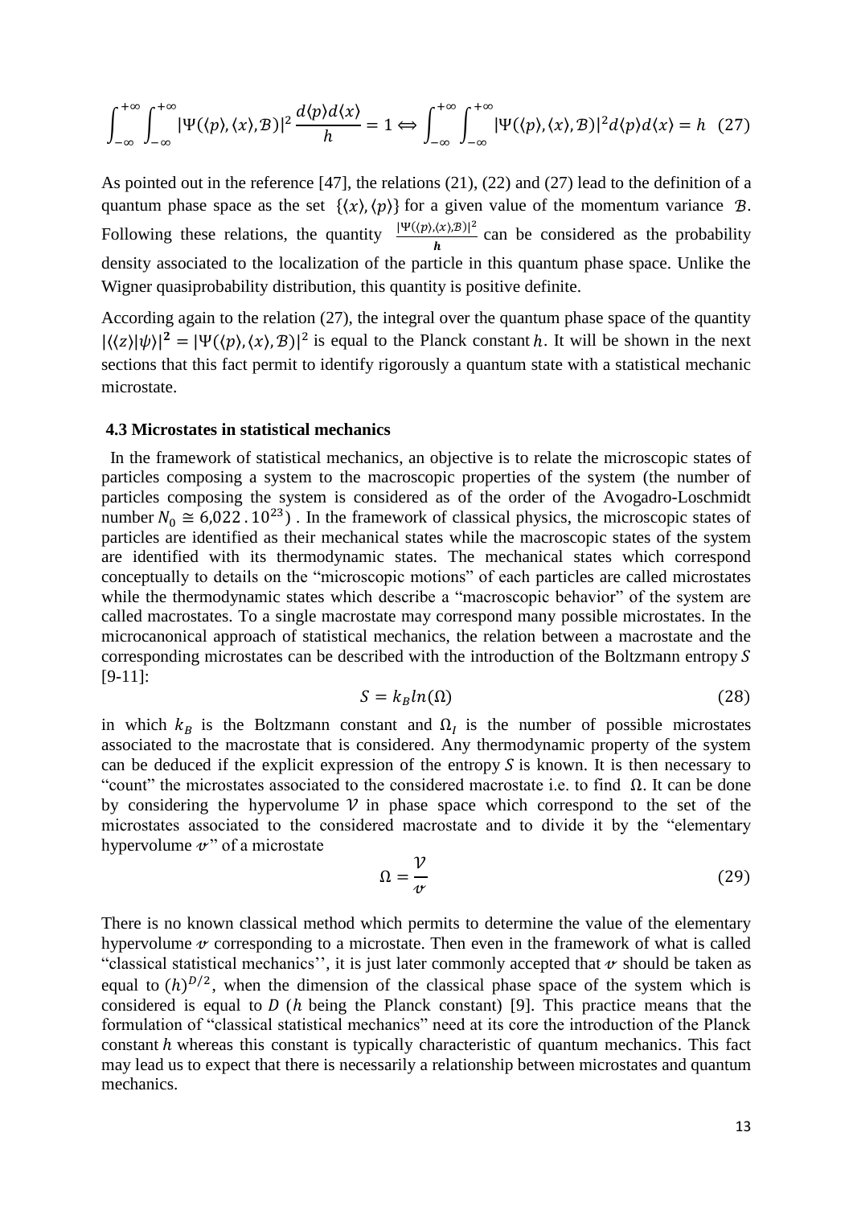$$\int_{-\infty}^{+\infty}\int_{-\infty}^{+\infty}|\Psi(\langle p\rangle,\langle x\rangle,\mathcal{B})|^2\frac{d\langle p\rangle d\langle x\rangle}{h}=1 \Leftrightarrow \int_{-\infty}^{+\infty}\int_{-\infty}^{+\infty}|\Psi(\langle p\rangle,\langle x\rangle,\mathcal{B})|^2 d\langle p\rangle d\langle x\rangle = h \quad (27)$$

As pointed out in the reference [47], the relations (21), (22) and (27) lead to the definition of a quantum phase space as the set $\{\langle x\rangle,\langle p\rangle\}$ for a given value of the momentum variance $\mathcal{B}$. Following these relations, the quantity $\frac{|\Psi(\langle p\rangle,\langle x\rangle,\mathcal{B})|^2}{h}$ can be considered as the probability density associated to the localization of the particle in this quantum phase space. Unlike the Wigner quasiprobability distribution, this quantity is positive definite.

According again to the relation (27), the integral over the quantum phase space of the quantity $|\langle\langle z\rangle|\psi\rangle|^2 = |\Psi(\langle p\rangle,\langle x\rangle,\mathcal{B})|^2$ is equal to the Planck constant $h$. It will be shown in the next sections that this fact permit to identify rigorously a quantum state with a statistical mechanic microstate.

### 4.3 Microstates in statistical mechanics

In the framework of statistical mechanics, an objective is to relate the microscopic states of particles composing a system to the macroscopic properties of the system (the number of particles composing the system is considered as of the order of the Avogadro-Loschmidt number $N_0 \cong 6{,}022\,.\,10^{23}$) . In the framework of classical physics, the microscopic states of particles are identified as their mechanical states while the macroscopic states of the system are identified with its thermodynamic states. The mechanical states which correspond conceptually to details on the "microscopic motions" of each particles are called microstates while the thermodynamic states which describe a "macroscopic behavior" of the system are called macrostates. To a single macrostate may correspond many possible microstates. In the microcanonical approach of statistical mechanics, the relation between a macrostate and the corresponding microstates can be described with the introduction of the Boltzmann entropy $S$ [9-11]:

$$S = k_B ln(\Omega) \quad (28)$$

in which $k_B$ is the Boltzmann constant and $\Omega_I$ is the number of possible microstates associated to the macrostate that is considered. Any thermodynamic property of the system can be deduced if the explicit expression of the entropy $S$ is known. It is then necessary to "count" the microstates associated to the considered macrostate i.e. to find $\Omega$. It can be done by considering the hypervolume $\mathcal{V}$ in phase space which correspond to the set of the microstates associated to the considered macrostate and to divide it by the "elementary hypervolume $\mathcal{v}$" of a microstate

$$\Omega = \frac{\mathcal{V}}{\mathcal{v}} \quad (29)$$

There is no known classical method which permits to determine the value of the elementary hypervolume $\mathcal{v}$ corresponding to a microstate. Then even in the framework of what is called "classical statistical mechanics'', it is just later commonly accepted that $\mathcal{v}$ should be taken as equal to $(h)^{D/2}$, when the dimension of the classical phase space of the system which is considered is equal to $D$ ($h$ being the Planck constant) [9]. This practice means that the formulation of "classical statistical mechanics" need at its core the introduction of the Planck constant $h$ whereas this constant is typically characteristic of quantum mechanics. This fact may lead us to expect that there is necessarily a relationship between microstates and quantum mechanics.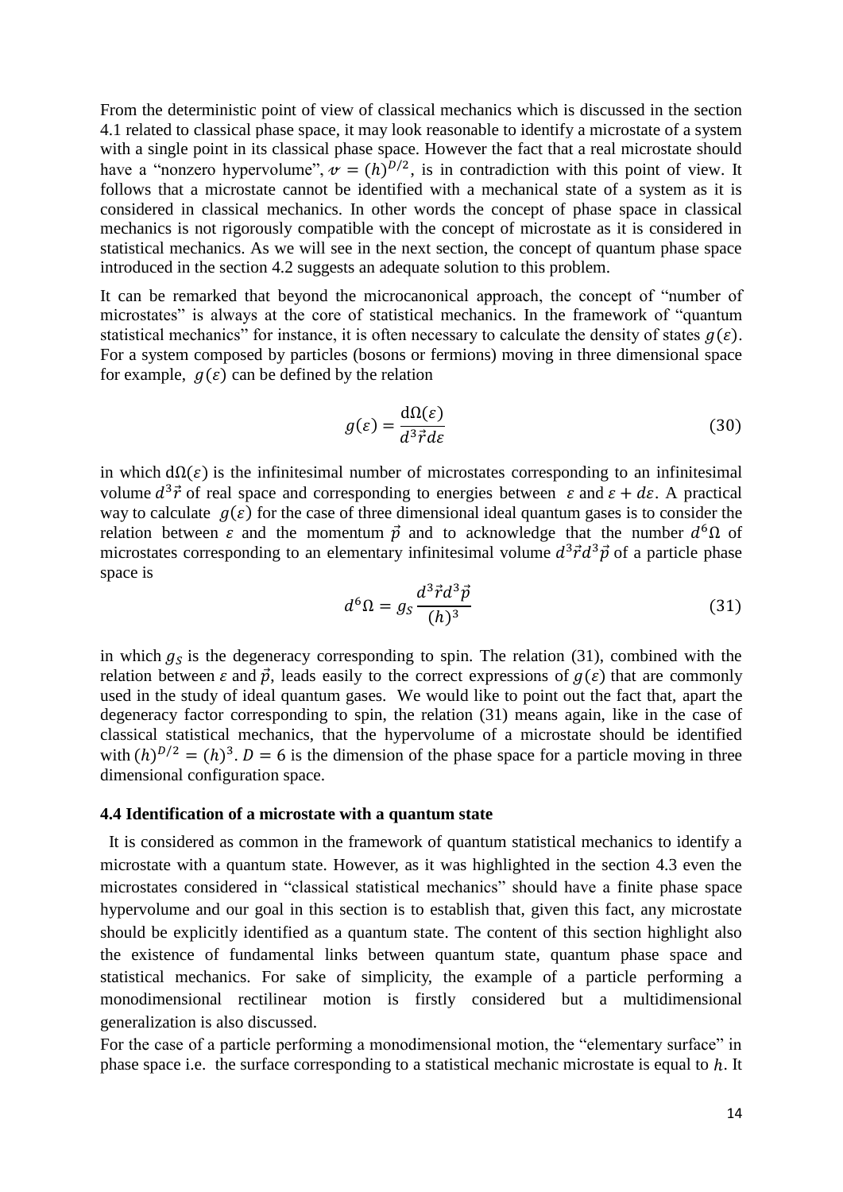From the deterministic point of view of classical mechanics which is discussed in the section 4.1 related to classical phase space, it may look reasonable to identify a microstate of a system with a single point in its classical phase space. However the fact that a real microstate should have a "nonzero hypervolume", $\mathcal{v} = (h)^{D/2}$, is in contradiction with this point of view. It follows that a microstate cannot be identified with a mechanical state of a system as it is considered in classical mechanics. In other words the concept of phase space in classical mechanics is not rigorously compatible with the concept of microstate as it is considered in statistical mechanics. As we will see in the next section, the concept of quantum phase space introduced in the section 4.2 suggests an adequate solution to this problem.

It can be remarked that beyond the microcanonical approach, the concept of "number of microstates" is always at the core of statistical mechanics. In the framework of "quantum statistical mechanics" for instance, it is often necessary to calculate the density of states $g(\varepsilon)$. For a system composed by particles (bosons or fermions) moving in three dimensional space for example, $g(\varepsilon)$ can be defined by the relation

$$g(\varepsilon) = \frac{\mathrm{d}\Omega(\varepsilon)}{d^3\vec{r}d\varepsilon} \tag{30}$$

in which $\mathrm{d}\Omega(\varepsilon)$ is the infinitesimal number of microstates corresponding to an infinitesimal volume $d^3\vec{r}$ of real space and corresponding to energies between $\varepsilon$ and $\varepsilon + d\varepsilon$. A practical way to calculate $g(\varepsilon)$ for the case of three dimensional ideal quantum gases is to consider the relation between $\varepsilon$ and the momentum $\vec{p}$ and to acknowledge that the number $d^6\Omega$ of microstates corresponding to an elementary infinitesimal volume $d^3\vec{r}d^3\vec{p}$ of a particle phase space is

$$d^6\Omega = g_S \frac{d^3\vec{r}d^3\vec{p}}{(h)^3} \tag{31}$$

in which $g_S$ is the degeneracy corresponding to spin. The relation (31), combined with the relation between $\varepsilon$ and $\vec{p}$, leads easily to the correct expressions of $g(\varepsilon)$ that are commonly used in the study of ideal quantum gases. We would like to point out the fact that, apart the degeneracy factor corresponding to spin, the relation (31) means again, like in the case of classical statistical mechanics, that the hypervolume of a microstate should be identified with $(h)^{D/2} = (h)^3$. $D = 6$ is the dimension of the phase space for a particle moving in three dimensional configuration space.

### 4.4 Identification of a microstate with a quantum state

It is considered as common in the framework of quantum statistical mechanics to identify a microstate with a quantum state. However, as it was highlighted in the section 4.3 even the microstates considered in "classical statistical mechanics" should have a finite phase space hypervolume and our goal in this section is to establish that, given this fact, any microstate should be explicitly identified as a quantum state. The content of this section highlight also the existence of fundamental links between quantum state, quantum phase space and statistical mechanics. For sake of simplicity, the example of a particle performing a monodimensional rectilinear motion is firstly considered but a multidimensional generalization is also discussed.

For the case of a particle performing a monodimensional motion, the "elementary surface" in phase space i.e. the surface corresponding to a statistical mechanic microstate is equal to $h$. It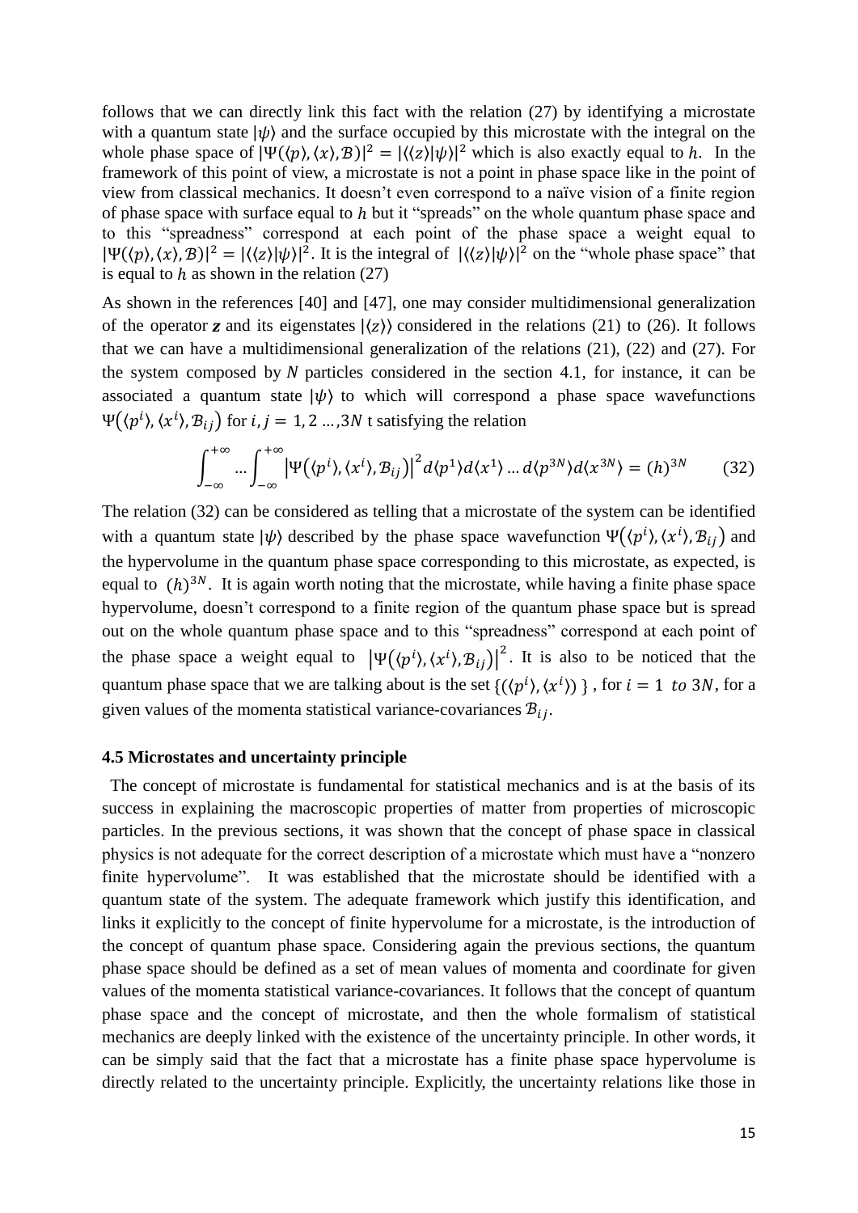follows that we can directly link this fact with the relation (27) by identifying a microstate with a quantum state $|\psi\rangle$ and the surface occupied by this microstate with the integral on the whole phase space of $|\Psi(\langle p\rangle, \langle x\rangle, \mathcal{B})|^2 = |\langle\langle z\rangle|\psi\rangle|^2$ which is also exactly equal to $h$. In the framework of this point of view, a microstate is not a point in phase space like in the point of view from classical mechanics. It doesn't even correspond to a naïve vision of a finite region of phase space with surface equal to $h$ but it "spreads" on the whole quantum phase space and to this "spreadness" correspond at each point of the phase space a weight equal to $|\Psi(\langle p\rangle, \langle x\rangle, \mathcal{B})|^2 = |\langle\langle z\rangle|\psi\rangle|^2$. It is the integral of $|\langle\langle z\rangle|\psi\rangle|^2$ on the "whole phase space" that is equal to $h$ as shown in the relation (27)

As shown in the references [40] and [47], one may consider multidimensional generalization of the operator $\boldsymbol{z}$ and its eigenstates $|\langle z\rangle\rangle$ considered in the relations (21) to (26). It follows that we can have a multidimensional generalization of the relations (21), (22) and (27). For the system composed by $N$ particles considered in the section 4.1, for instance, it can be associated a quantum state $|\psi\rangle$ to which will correspond a phase space wavefunctions $\Psi\big(\langle p^i\rangle, \langle x^i\rangle, \mathcal{B}_{ij}\big)$ for $i, j = 1, 2 \ldots, 3N$ t satisfying the relation

$$\int_{-\infty}^{+\infty} \ldots \int_{-\infty}^{+\infty} \left|\Psi\big(\langle p^i\rangle, \langle x^i\rangle, \mathcal{B}_{ij}\big)\right|^2 d\langle p^1\rangle d\langle x^1\rangle \ldots d\langle p^{3N}\rangle d\langle x^{3N}\rangle = (h)^{3N} \qquad (32)$$

The relation (32) can be considered as telling that a microstate of the system can be identified with a quantum state $|\psi\rangle$ described by the phase space wavefunction $\Psi\big(\langle p^i\rangle, \langle x^i\rangle, \mathcal{B}_{ij}\big)$ and the hypervolume in the quantum phase space corresponding to this microstate, as expected, is equal to $(h)^{3N}$. It is again worth noting that the microstate, while having a finite phase space hypervolume, doesn't correspond to a finite region of the quantum phase space but is spread out on the whole quantum phase space and to this "spreadness" correspond at each point of the phase space a weight equal to $\left|\Psi\big(\langle p^i\rangle, \langle x^i\rangle, \mathcal{B}_{ij}\big)\right|^2$. It is also to be noticed that the quantum phase space that we are talking about is the set $\{(\langle p^i\rangle, \langle x^i\rangle)\}$, for $i = 1 \ to\ 3N$, for a given values of the momenta statistical variance-covariances $\mathcal{B}_{ij}$.

### 4.5 Microstates and uncertainty principle

The concept of microstate is fundamental for statistical mechanics and is at the basis of its success in explaining the macroscopic properties of matter from properties of microscopic particles. In the previous sections, it was shown that the concept of phase space in classical physics is not adequate for the correct description of a microstate which must have a "nonzero finite hypervolume". It was established that the microstate should be identified with a quantum state of the system. The adequate framework which justify this identification, and links it explicitly to the concept of finite hypervolume for a microstate, is the introduction of the concept of quantum phase space. Considering again the previous sections, the quantum phase space should be defined as a set of mean values of momenta and coordinate for given values of the momenta statistical variance-covariances. It follows that the concept of quantum phase space and the concept of microstate, and then the whole formalism of statistical mechanics are deeply linked with the existence of the uncertainty principle. In other words, it can be simply said that the fact that a microstate has a finite phase space hypervolume is directly related to the uncertainty principle. Explicitly, the uncertainty relations like those in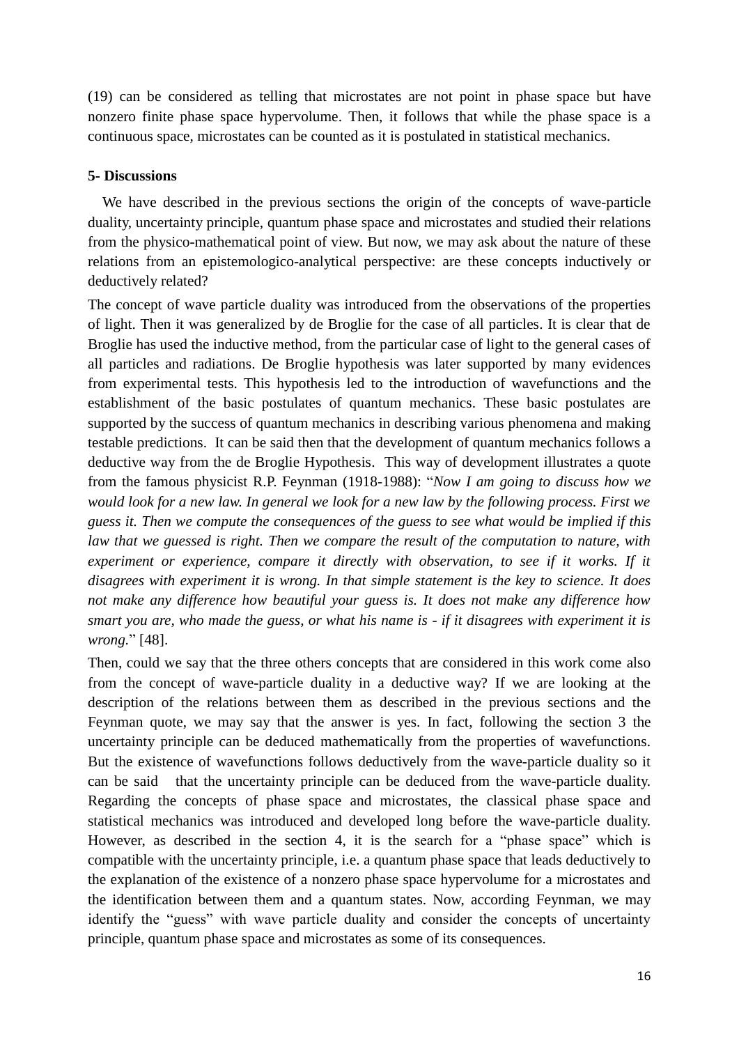(19) can be considered as telling that microstates are not point in phase space but have nonzero finite phase space hypervolume. Then, it follows that while the phase space is a continuous space, microstates can be counted as it is postulated in statistical mechanics.

## 5- Discussions

We have described in the previous sections the origin of the concepts of wave-particle duality, uncertainty principle, quantum phase space and microstates and studied their relations from the physico-mathematical point of view. But now, we may ask about the nature of these relations from an epistemologico-analytical perspective: are these concepts inductively or deductively related?

The concept of wave particle duality was introduced from the observations of the properties of light. Then it was generalized by de Broglie for the case of all particles. It is clear that de Broglie has used the inductive method, from the particular case of light to the general cases of all particles and radiations. De Broglie hypothesis was later supported by many evidences from experimental tests. This hypothesis led to the introduction of wavefunctions and the establishment of the basic postulates of quantum mechanics. These basic postulates are supported by the success of quantum mechanics in describing various phenomena and making testable predictions. It can be said then that the development of quantum mechanics follows a deductive way from the de Broglie Hypothesis. This way of development illustrates a quote from the famous physicist R.P. Feynman (1918-1988): "*Now I am going to discuss how we would look for a new law. In general we look for a new law by the following process. First we guess it. Then we compute the consequences of the guess to see what would be implied if this law that we guessed is right. Then we compare the result of the computation to nature, with experiment or experience, compare it directly with observation, to see if it works. If it disagrees with experiment it is wrong. In that simple statement is the key to science. It does not make any difference how beautiful your guess is. It does not make any difference how smart you are, who made the guess, or what his name is - if it disagrees with experiment it is wrong.*" [48].

Then, could we say that the three others concepts that are considered in this work come also from the concept of wave-particle duality in a deductive way? If we are looking at the description of the relations between them as described in the previous sections and the Feynman quote, we may say that the answer is yes. In fact, following the section 3 the uncertainty principle can be deduced mathematically from the properties of wavefunctions. But the existence of wavefunctions follows deductively from the wave-particle duality so it can be said that the uncertainty principle can be deduced from the wave-particle duality. Regarding the concepts of phase space and microstates, the classical phase space and statistical mechanics was introduced and developed long before the wave-particle duality. However, as described in the section 4, it is the search for a "phase space" which is compatible with the uncertainty principle, i.e. a quantum phase space that leads deductively to the explanation of the existence of a nonzero phase space hypervolume for a microstates and the identification between them and a quantum states. Now, according Feynman, we may identify the "guess" with wave particle duality and consider the concepts of uncertainty principle, quantum phase space and microstates as some of its consequences.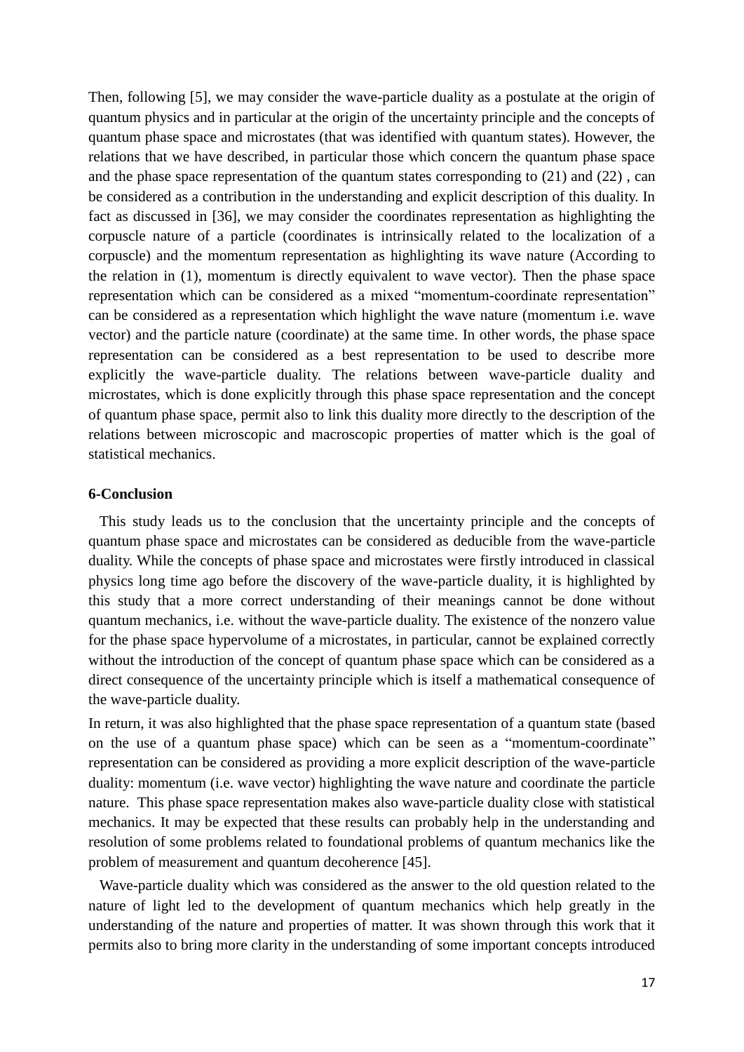Then, following [5], we may consider the wave-particle duality as a postulate at the origin of quantum physics and in particular at the origin of the uncertainty principle and the concepts of quantum phase space and microstates (that was identified with quantum states). However, the relations that we have described, in particular those which concern the quantum phase space and the phase space representation of the quantum states corresponding to (21) and (22) , can be considered as a contribution in the understanding and explicit description of this duality. In fact as discussed in [36], we may consider the coordinates representation as highlighting the corpuscle nature of a particle (coordinates is intrinsically related to the localization of a corpuscle) and the momentum representation as highlighting its wave nature (According to the relation in (1), momentum is directly equivalent to wave vector). Then the phase space representation which can be considered as a mixed "momentum-coordinate representation" can be considered as a representation which highlight the wave nature (momentum i.e. wave vector) and the particle nature (coordinate) at the same time. In other words, the phase space representation can be considered as a best representation to be used to describe more explicitly the wave-particle duality. The relations between wave-particle duality and microstates, which is done explicitly through this phase space representation and the concept of quantum phase space, permit also to link this duality more directly to the description of the relations between microscopic and macroscopic properties of matter which is the goal of statistical mechanics.

## 6-Conclusion

This study leads us to the conclusion that the uncertainty principle and the concepts of quantum phase space and microstates can be considered as deducible from the wave-particle duality. While the concepts of phase space and microstates were firstly introduced in classical physics long time ago before the discovery of the wave-particle duality, it is highlighted by this study that a more correct understanding of their meanings cannot be done without quantum mechanics, i.e. without the wave-particle duality. The existence of the nonzero value for the phase space hypervolume of a microstates, in particular, cannot be explained correctly without the introduction of the concept of quantum phase space which can be considered as a direct consequence of the uncertainty principle which is itself a mathematical consequence of the wave-particle duality.

In return, it was also highlighted that the phase space representation of a quantum state (based on the use of a quantum phase space) which can be seen as a "momentum-coordinate" representation can be considered as providing a more explicit description of the wave-particle duality: momentum (i.e. wave vector) highlighting the wave nature and coordinate the particle nature. This phase space representation makes also wave-particle duality close with statistical mechanics. It may be expected that these results can probably help in the understanding and resolution of some problems related to foundational problems of quantum mechanics like the problem of measurement and quantum decoherence [45].

Wave-particle duality which was considered as the answer to the old question related to the nature of light led to the development of quantum mechanics which help greatly in the understanding of the nature and properties of matter. It was shown through this work that it permits also to bring more clarity in the understanding of some important concepts introduced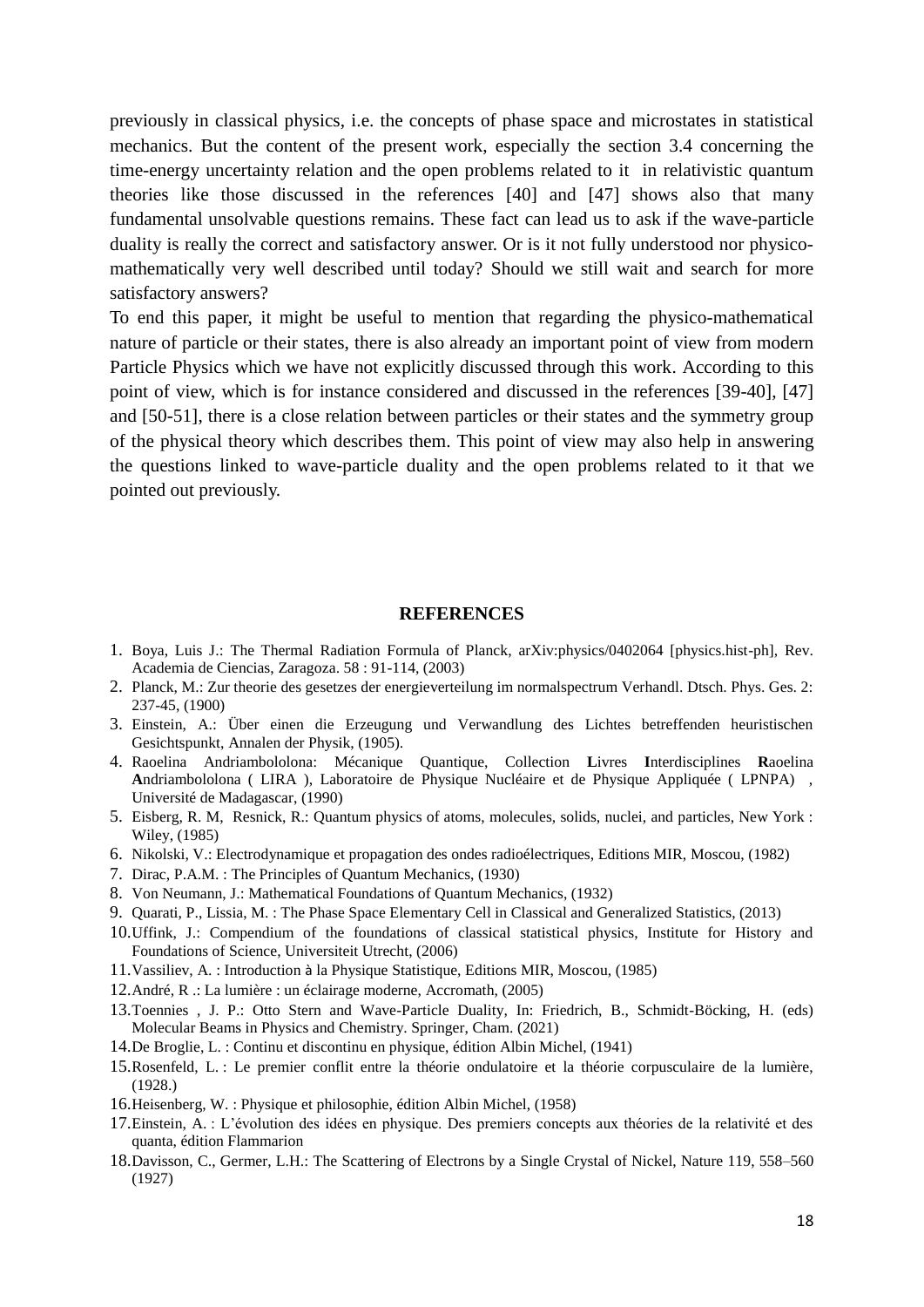previously in classical physics, i.e. the concepts of phase space and microstates in statistical mechanics. But the content of the present work, especially the section 3.4 concerning the time-energy uncertainty relation and the open problems related to it in relativistic quantum theories like those discussed in the references [40] and [47] shows also that many fundamental unsolvable questions remains. These fact can lead us to ask if the wave-particle duality is really the correct and satisfactory answer. Or is it not fully understood nor physico-mathematically very well described until today? Should we still wait and search for more satisfactory answers?

To end this paper, it might be useful to mention that regarding the physico-mathematical nature of particle or their states, there is also already an important point of view from modern Particle Physics which we have not explicitly discussed through this work. According to this point of view, which is for instance considered and discussed in the references [39-40], [47] and [50-51], there is a close relation between particles or their states and the symmetry group of the physical theory which describes them. This point of view may also help in answering the questions linked to wave-particle duality and the open problems related to it that we pointed out previously.

## REFERENCES

1. Boya, Luis J.: The Thermal Radiation Formula of Planck, arXiv:physics/0402064 [physics.hist-ph], Rev. Academia de Ciencias, Zaragoza. 58 : 91-114, (2003)
2. Planck, M.: Zur theorie des gesetzes der energieverteilung im normalspectrum Verhandl. Dtsch. Phys. Ges. 2: 237-45, (1900)
3. Einstein, A.: Über einen die Erzeugung und Verwandlung des Lichtes betreffenden heuristischen Gesichtspunkt, Annalen der Physik, (1905).
4. Raoelina Andriambololona: Mécanique Quantique, Collection **L**ivres **I**nterdisciplines **R**aoelina **A**ndriambololona ( LIRA ), Laboratoire de Physique Nucléaire et de Physique Appliquée ( LPNPA) , Université de Madagascar, (1990)
5. Eisberg, R. M, Resnick, R.: Quantum physics of atoms, molecules, solids, nuclei, and particles, New York : Wiley, (1985)
6. Nikolski, V.: Electrodynamique et propagation des ondes radioélectriques, Editions MIR, Moscou, (1982)
7. Dirac, P.A.M. : The Principles of Quantum Mechanics, (1930)
8. Von Neumann, J.: Mathematical Foundations of Quantum Mechanics, (1932)
9. Quarati, P., Lissia, M. : The Phase Space Elementary Cell in Classical and Generalized Statistics, (2013)
10. Uffink, J.: Compendium of the foundations of classical statistical physics, Institute for History and Foundations of Science, Universiteit Utrecht, (2006)
11. Vassiliev, A. : Introduction à la Physique Statistique, Editions MIR, Moscou, (1985)
12. André, R .: La lumière : un éclairage moderne, Accromath, (2005)
13. Toennies , J. P.: Otto Stern and Wave-Particle Duality, In: Friedrich, B., Schmidt-Böcking, H. (eds) Molecular Beams in Physics and Chemistry. Springer, Cham. (2021)
14. De Broglie, L. : Continu et discontinu en physique, édition Albin Michel, (1941)
15. Rosenfeld, L. : Le premier conflit entre la théorie ondulatoire et la théorie corpusculaire de la lumière, (1928.)
16. Heisenberg, W. : Physique et philosophie, édition Albin Michel, (1958)
17. Einstein, A. : L'évolution des idées en physique. Des premiers concepts aux théories de la relativité et des quanta, édition Flammarion
18. Davisson, C., Germer, L.H.: The Scattering of Electrons by a Single Crystal of Nickel, Nature 119, 558–560 (1927)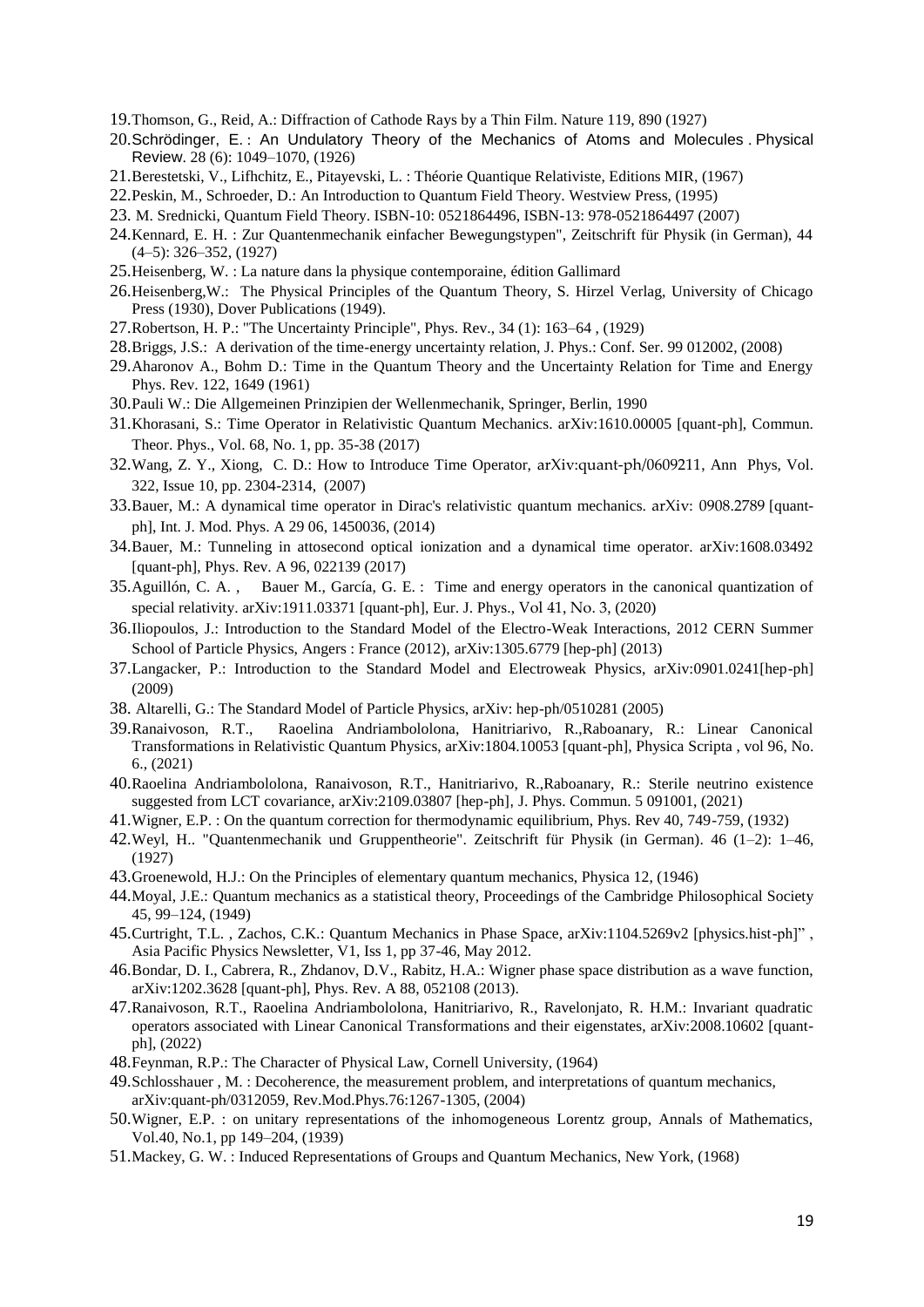19. Thomson, G., Reid, A.: Diffraction of Cathode Rays by a Thin Film. Nature 119, 890 (1927)
20. Schrödinger, E. : An Undulatory Theory of the Mechanics of Atoms and Molecules . Physical Review. 28 (6): 1049–1070, (1926)
21. Berestetski, V., Lifhchitz, E., Pitayevski, L. : Théorie Quantique Relativiste, Editions MIR, (1967)
22. Peskin, M., Schroeder, D.: An Introduction to Quantum Field Theory. Westview Press, (1995)
23. M. Srednicki, Quantum Field Theory. ISBN-10: 0521864496, ISBN-13: 978-0521864497 (2007)
24. Kennard, E. H. : Zur Quantenmechanik einfacher Bewegungstypen", Zeitschrift für Physik (in German), 44 (4–5): 326–352, (1927)
25. Heisenberg, W. : La nature dans la physique contemporaine, édition Gallimard
26. Heisenberg,W.: The Physical Principles of the Quantum Theory, S. Hirzel Verlag, University of Chicago Press (1930), Dover Publications (1949).
27. Robertson, H. P.: "The Uncertainty Principle", Phys. Rev., 34 (1): 163–64 , (1929)
28. Briggs, J.S.: A derivation of the time-energy uncertainty relation, J. Phys.: Conf. Ser. 99 012002, (2008)
29. Aharonov A., Bohm D.: Time in the Quantum Theory and the Uncertainty Relation for Time and Energy Phys. Rev. 122, 1649 (1961)
30. Pauli W.: Die Allgemeinen Prinzipien der Wellenmechanik, Springer, Berlin, 1990
31. Khorasani, S.: Time Operator in Relativistic Quantum Mechanics. arXiv:1610.00005 [quant-ph], Commun. Theor. Phys., Vol. 68, No. 1, pp. 35-38 (2017)
32. Wang, Z. Y., Xiong, C. D.: How to Introduce Time Operator, arXiv:quant-ph/0609211, Ann Phys, Vol. 322, Issue 10, pp. 2304-2314, (2007)
33. Bauer, M.: A dynamical time operator in Dirac's relativistic quantum mechanics. arXiv: 0908.2789 [quant-ph], Int. J. Mod. Phys. A 29 06, 1450036, (2014)
34. Bauer, M.: Tunneling in attosecond optical ionization and a dynamical time operator. arXiv:1608.03492 [quant-ph], Phys. Rev. A 96, 022139 (2017)
35. Aguillón, C. A. , Bauer M., García, G. E. : Time and energy operators in the canonical quantization of special relativity. arXiv:1911.03371 [quant-ph], Eur. J. Phys., Vol 41, No. 3, (2020)
36. Iliopoulos, J.: Introduction to the Standard Model of the Electro-Weak Interactions, 2012 CERN Summer School of Particle Physics, Angers : France (2012), arXiv:1305.6779 [hep-ph] (2013)
37. Langacker, P.: Introduction to the Standard Model and Electroweak Physics, arXiv:0901.0241[hep-ph] (2009)
38. Altarelli, G.: The Standard Model of Particle Physics, arXiv: hep-ph/0510281 (2005)
39. Ranaivoson, R.T., Raoelina Andriambololona, Hanitriarivo, R.,Raboanary, R.: Linear Canonical Transformations in Relativistic Quantum Physics, arXiv:1804.10053 [quant-ph], Physica Scripta , vol 96, No. 6., (2021)
40. Raoelina Andriambololona, Ranaivoson, R.T., Hanitriarivo, R.,Raboanary, R.: Sterile neutrino existence suggested from LCT covariance, arXiv:2109.03807 [hep-ph], J. Phys. Commun. 5 091001, (2021)
41. Wigner, E.P. : On the quantum correction for thermodynamic equilibrium, Phys. Rev 40, 749-759, (1932)
42. Weyl, H.. "Quantenmechanik und Gruppentheorie". Zeitschrift für Physik (in German). 46 (1–2): 1–46, (1927)
43. Groenewold, H.J.: On the Principles of elementary quantum mechanics, Physica 12, (1946)
44. Moyal, J.E.: Quantum mechanics as a statistical theory, Proceedings of the Cambridge Philosophical Society 45, 99–124, (1949)
45. Curtright, T.L. , Zachos, C.K.: Quantum Mechanics in Phase Space, arXiv:1104.5269v2 [physics.hist-ph]" , Asia Pacific Physics Newsletter, V1, Iss 1, pp 37-46, May 2012.
46. Bondar, D. I., Cabrera, R., Zhdanov, D.V., Rabitz, H.A.: Wigner phase space distribution as a wave function, arXiv:1202.3628 [quant-ph], Phys. Rev. A 88, 052108 (2013).
47. Ranaivoson, R.T., Raoelina Andriambololona, Hanitriarivo, R., Ravelonjato, R. H.M.: Invariant quadratic operators associated with Linear Canonical Transformations and their eigenstates, arXiv:2008.10602 [quant-ph], (2022)
48. Feynman, R.P.: The Character of Physical Law, Cornell University, (1964)
49. Schlosshauer , M. : Decoherence, the measurement problem, and interpretations of quantum mechanics, arXiv:quant-ph/0312059, Rev.Mod.Phys.76:1267-1305, (2004)
50. Wigner, E.P. : on unitary representations of the inhomogeneous Lorentz group, Annals of Mathematics, Vol.40, No.1, pp 149–204, (1939)
51. Mackey, G. W. : Induced Representations of Groups and Quantum Mechanics, New York, (1968)